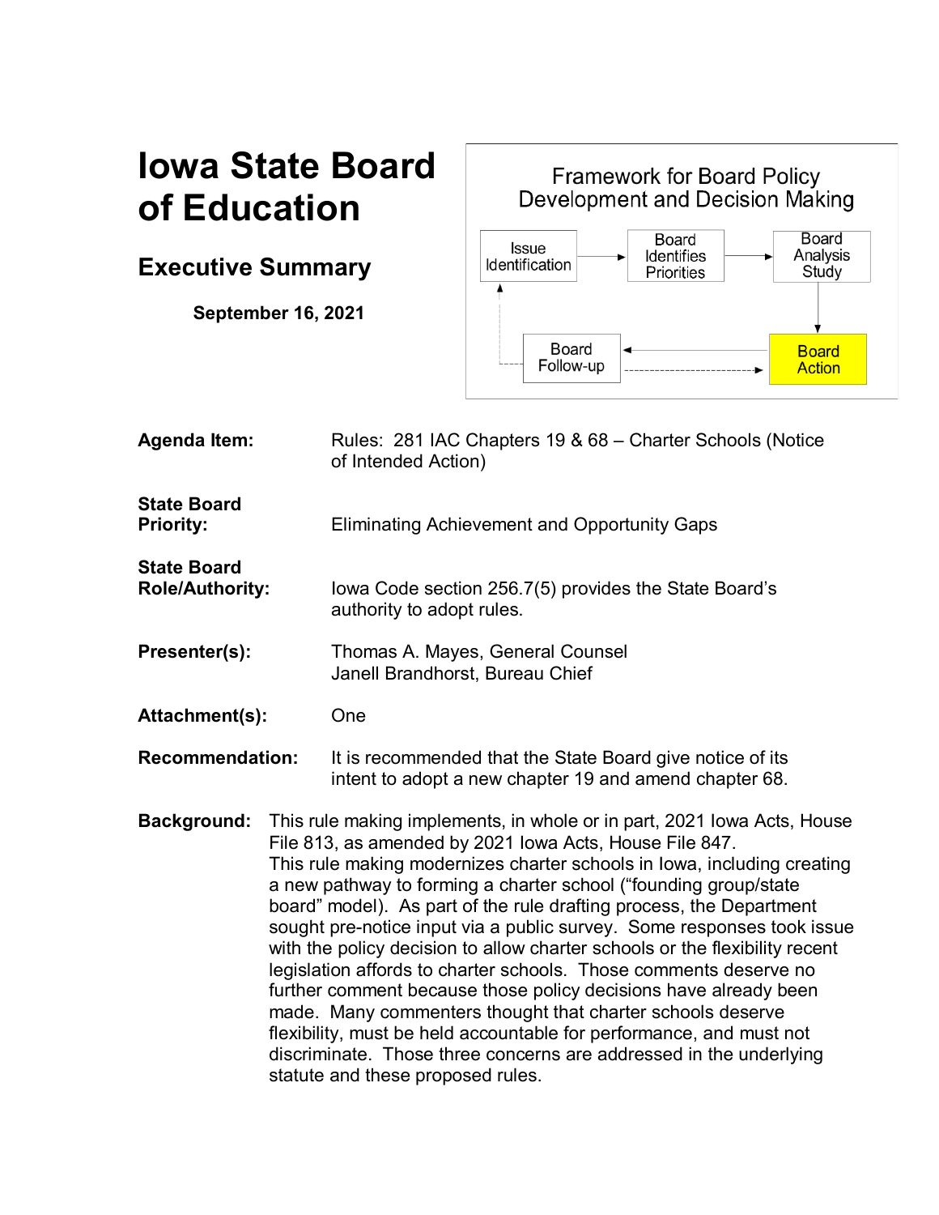# Iowa State Board of Education

## Executive Summary

**September 16, 2021**

Framework for Board Policy Development and Decision Making

Issue Identification → Board Identifies Priorities → Board Analysis Study → **Board Action** → Board Follow-up

**Agenda Item:** Rules: 281 IAC Chapters 19 & 68 – Charter Schools (Notice of Intended Action)

**State Board Priority:** Eliminating Achievement and Opportunity Gaps

**State Board Role/Authority:** Iowa Code section 256.7(5) provides the State Board's authority to adopt rules.

**Presenter(s):** Thomas A. Mayes, General Counsel
Janell Brandhorst, Bureau Chief

**Attachment(s):** One

**Recommendation:** It is recommended that the State Board give notice of its intent to adopt a new chapter 19 and amend chapter 68.

**Background:** This rule making implements, in whole or in part, 2021 Iowa Acts, House File 813, as amended by 2021 Iowa Acts, House File 847. This rule making modernizes charter schools in Iowa, including creating a new pathway to forming a charter school ("founding group/state board" model). As part of the rule drafting process, the Department sought pre-notice input via a public survey. Some responses took issue with the policy decision to allow charter schools or the flexibility recent legislation affords to charter schools. Those comments deserve no further comment because those policy decisions have already been made. Many commenters thought that charter schools deserve flexibility, must be held accountable for performance, and must not discriminate. Those three concerns are addressed in the underlying statute and these proposed rules.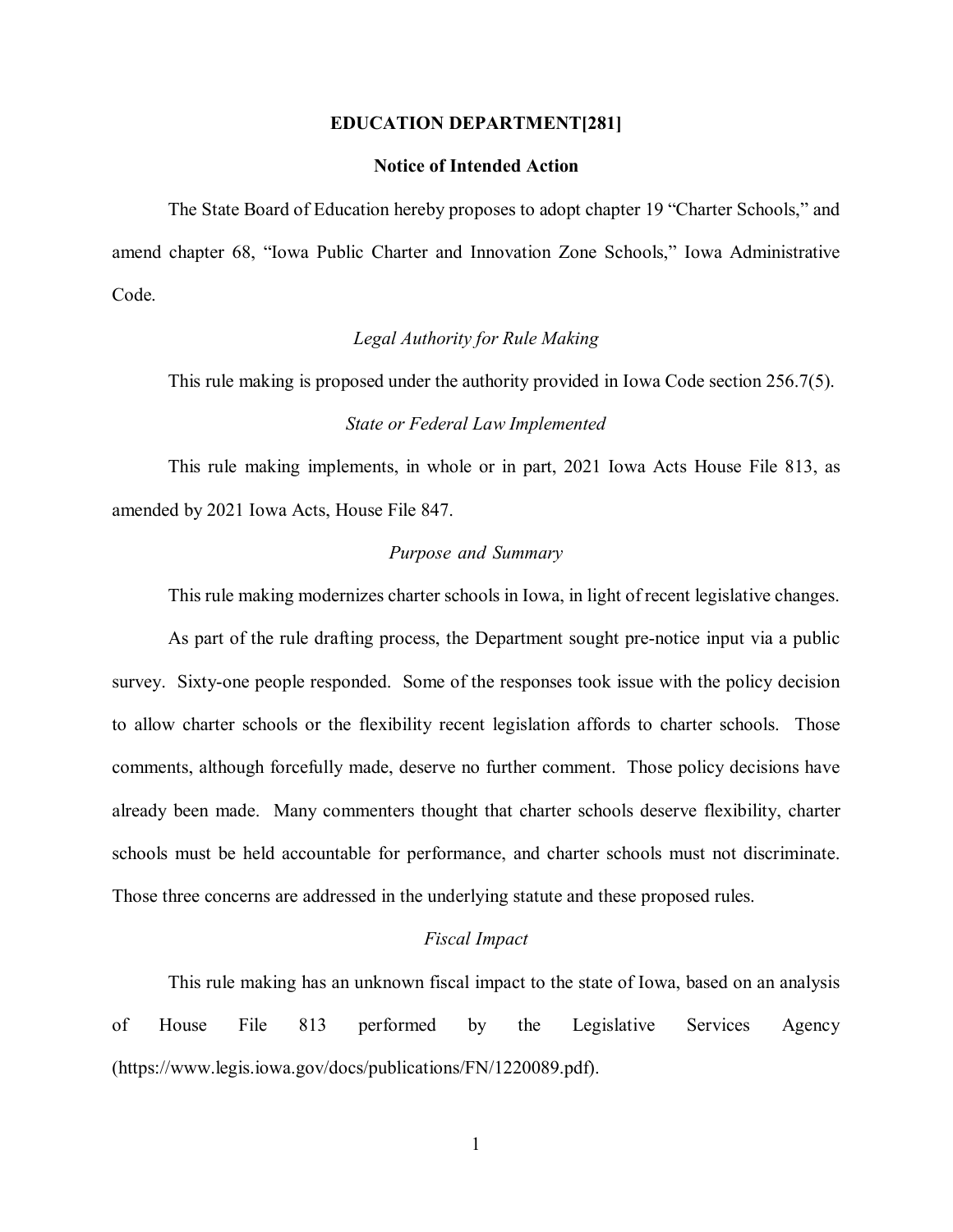**EDUCATION DEPARTMENT[281]**

**Notice of Intended Action**

The State Board of Education hereby proposes to adopt chapter 19 "Charter Schools," and amend chapter 68, "Iowa Public Charter and Innovation Zone Schools," Iowa Administrative Code.

*Legal Authority for Rule Making*

This rule making is proposed under the authority provided in Iowa Code section 256.7(5).

*State or Federal Law Implemented*

This rule making implements, in whole or in part, 2021 Iowa Acts House File 813, as amended by 2021 Iowa Acts, House File 847.

*Purpose and Summary*

This rule making modernizes charter schools in Iowa, in light of recent legislative changes.

As part of the rule drafting process, the Department sought pre-notice input via a public survey. Sixty-one people responded. Some of the responses took issue with the policy decision to allow charter schools or the flexibility recent legislation affords to charter schools. Those comments, although forcefully made, deserve no further comment. Those policy decisions have already been made. Many commenters thought that charter schools deserve flexibility, charter schools must be held accountable for performance, and charter schools must not discriminate. Those three concerns are addressed in the underlying statute and these proposed rules.

*Fiscal Impact*

This rule making has an unknown fiscal impact to the state of Iowa, based on an analysis of House File 813 performed by the Legislative Services Agency (https://www.legis.iowa.gov/docs/publications/FN/1220089.pdf).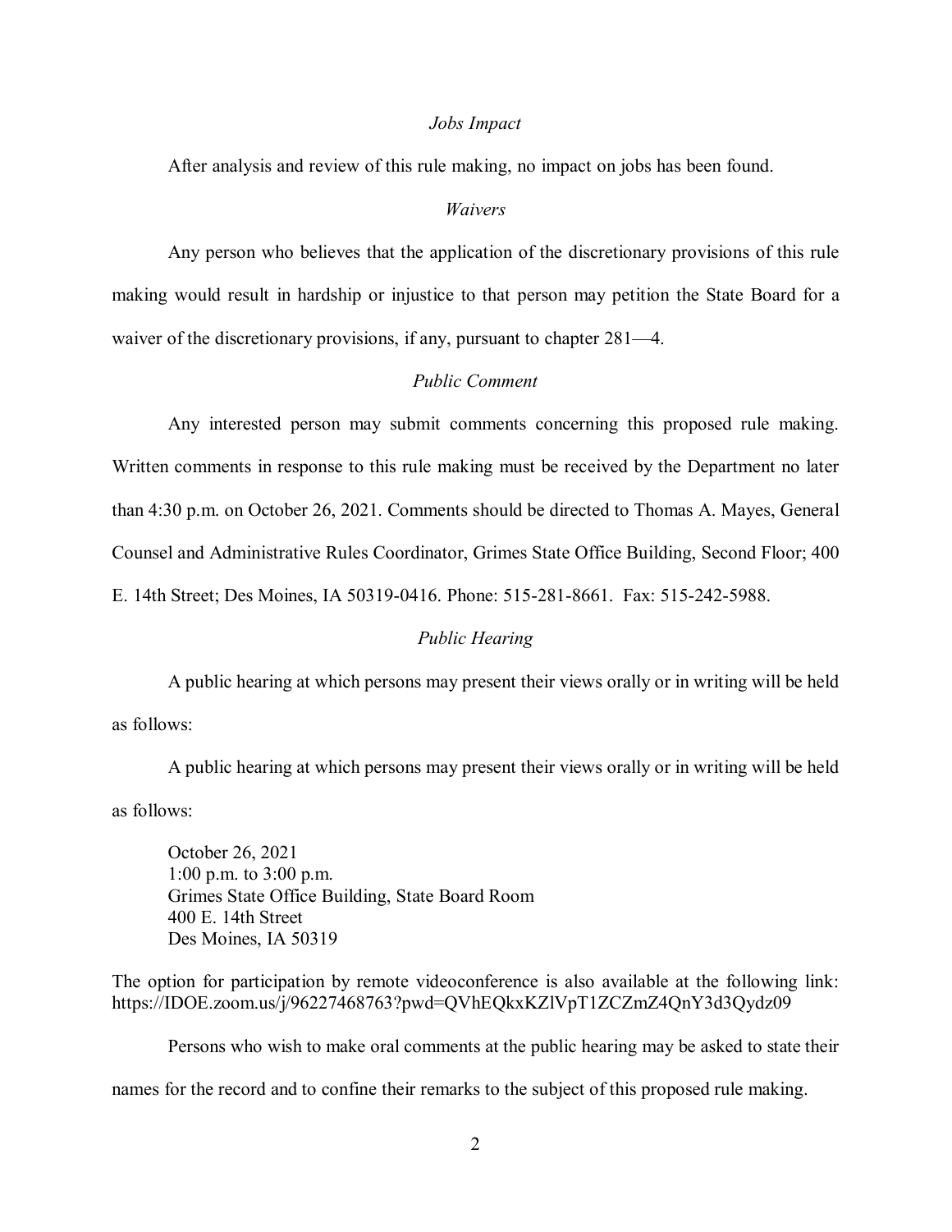*Jobs Impact*

After analysis and review of this rule making, no impact on jobs has been found.

*Waivers*

Any person who believes that the application of the discretionary provisions of this rule making would result in hardship or injustice to that person may petition the State Board for a waiver of the discretionary provisions, if any, pursuant to chapter 281—4.

*Public Comment*

Any interested person may submit comments concerning this proposed rule making. Written comments in response to this rule making must be received by the Department no later than 4:30 p.m. on October 26, 2021. Comments should be directed to Thomas A. Mayes, General Counsel and Administrative Rules Coordinator, Grimes State Office Building, Second Floor; 400 E. 14th Street; Des Moines, IA 50319-0416. Phone: 515-281-8661. Fax: 515-242-5988.

*Public Hearing*

A public hearing at which persons may present their views orally or in writing will be held as follows:

A public hearing at which persons may present their views orally or in writing will be held as follows:

October 26, 2021
1:00 p.m. to 3:00 p.m.
Grimes State Office Building, State Board Room
400 E. 14th Street
Des Moines, IA 50319

The option for participation by remote videoconference is also available at the following link: https://IDOE.zoom.us/j/96227468763?pwd=QVhEQkxKZlVpT1ZCZmZ4QnY3d3Qydz09

Persons who wish to make oral comments at the public hearing may be asked to state their names for the record and to confine their remarks to the subject of this proposed rule making.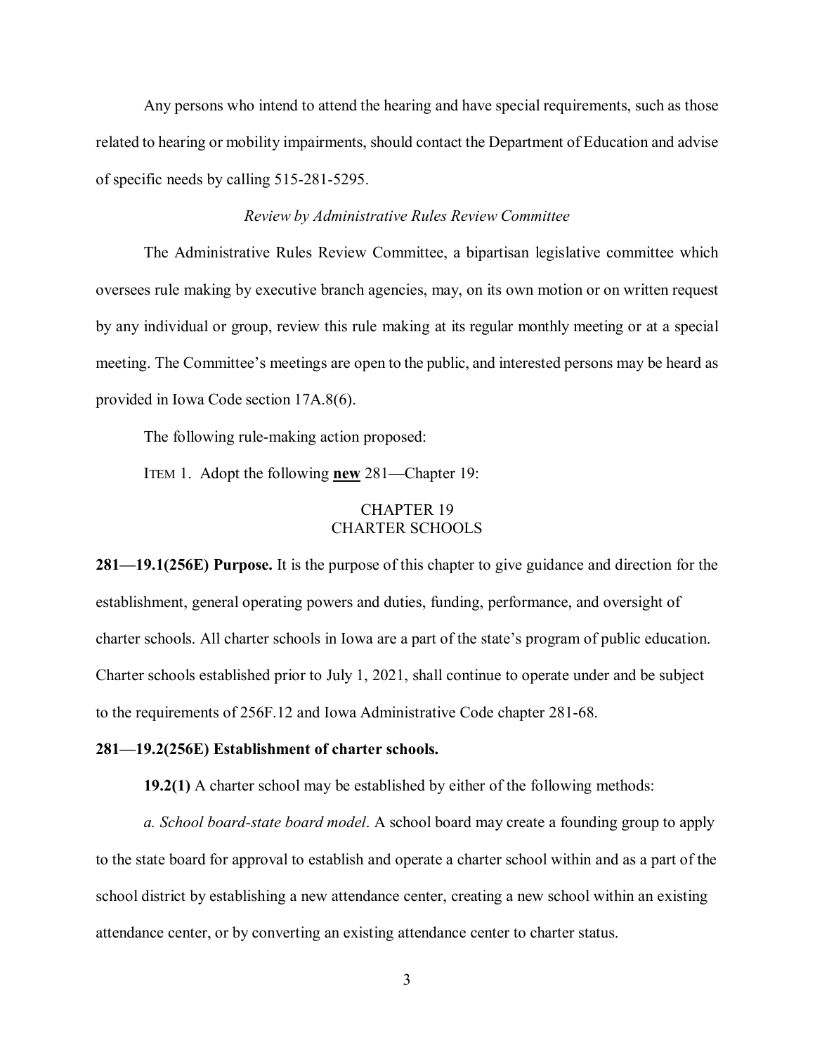Any persons who intend to attend the hearing and have special requirements, such as those related to hearing or mobility impairments, should contact the Department of Education and advise of specific needs by calling 515-281-5295.

*Review by Administrative Rules Review Committee*

The Administrative Rules Review Committee, a bipartisan legislative committee which oversees rule making by executive branch agencies, may, on its own motion or on written request by any individual or group, review this rule making at its regular monthly meeting or at a special meeting. The Committee's meetings are open to the public, and interested persons may be heard as provided in Iowa Code section 17A.8(6).

The following rule-making action proposed:

ITEM 1. Adopt the following **new** 281—Chapter 19:

CHAPTER 19
CHARTER SCHOOLS

**281—19.1(256E) Purpose.** It is the purpose of this chapter to give guidance and direction for the establishment, general operating powers and duties, funding, performance, and oversight of charter schools. All charter schools in Iowa are a part of the state's program of public education. Charter schools established prior to July 1, 2021, shall continue to operate under and be subject to the requirements of 256F.12 and Iowa Administrative Code chapter 281-68.

**281—19.2(256E) Establishment of charter schools.**

**19.2(1)** A charter school may be established by either of the following methods:

*a. School board-state board model*. A school board may create a founding group to apply to the state board for approval to establish and operate a charter school within and as a part of the school district by establishing a new attendance center, creating a new school within an existing attendance center, or by converting an existing attendance center to charter status.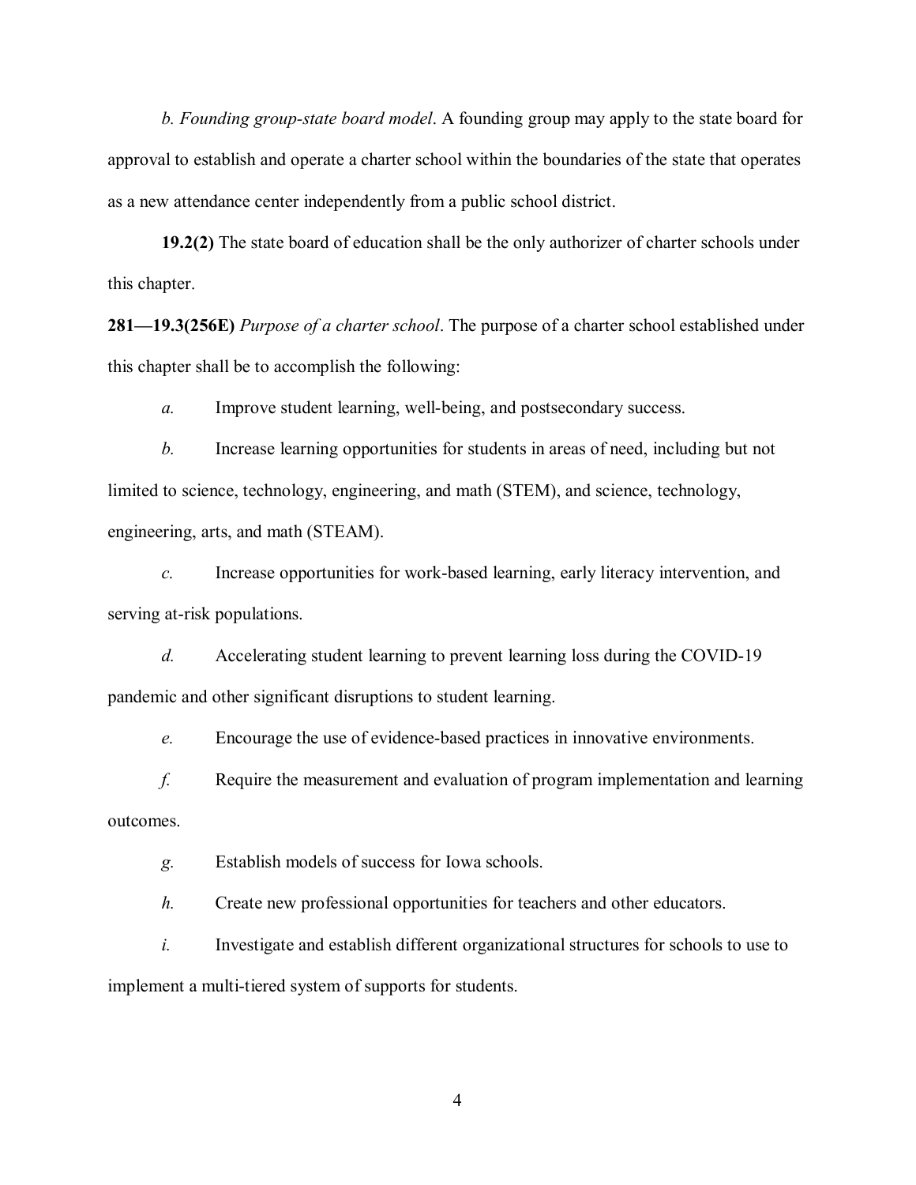*b. Founding group-state board model*. A founding group may apply to the state board for approval to establish and operate a charter school within the boundaries of the state that operates as a new attendance center independently from a public school district.

**19.2(2)** The state board of education shall be the only authorizer of charter schools under this chapter.

**281—19.3(256E)** *Purpose of a charter school*. The purpose of a charter school established under this chapter shall be to accomplish the following:

*a.* Improve student learning, well-being, and postsecondary success.

*b.* Increase learning opportunities for students in areas of need, including but not limited to science, technology, engineering, and math (STEM), and science, technology, engineering, arts, and math (STEAM).

*c.* Increase opportunities for work-based learning, early literacy intervention, and serving at-risk populations.

*d.* Accelerating student learning to prevent learning loss during the COVID-19 pandemic and other significant disruptions to student learning.

*e.* Encourage the use of evidence-based practices in innovative environments.

*f.* Require the measurement and evaluation of program implementation and learning outcomes.

*g.* Establish models of success for Iowa schools.

*h.* Create new professional opportunities for teachers and other educators.

*i.* Investigate and establish different organizational structures for schools to use to implement a multi-tiered system of supports for students.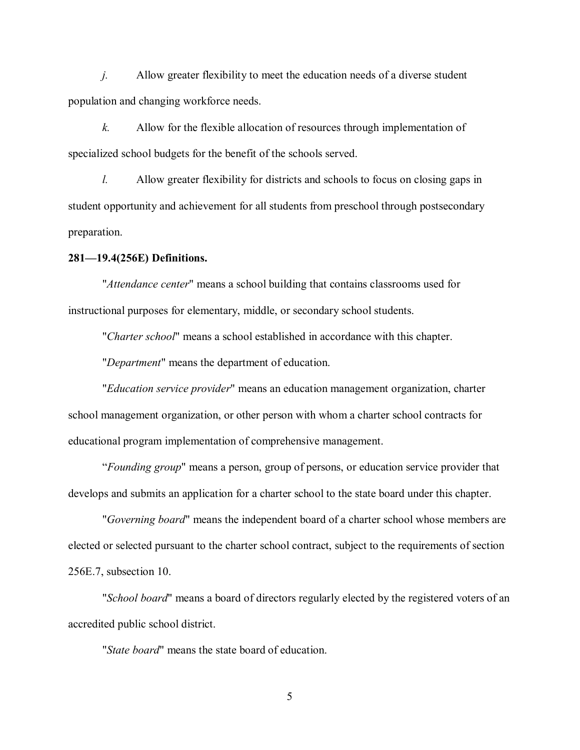*j.* Allow greater flexibility to meet the education needs of a diverse student population and changing workforce needs.

*k.* Allow for the flexible allocation of resources through implementation of specialized school budgets for the benefit of the schools served.

*l.* Allow greater flexibility for districts and schools to focus on closing gaps in student opportunity and achievement for all students from preschool through postsecondary preparation.

**281—19.4(256E) Definitions.**

"*Attendance center*" means a school building that contains classrooms used for instructional purposes for elementary, middle, or secondary school students.

"*Charter school*" means a school established in accordance with this chapter.

"*Department*" means the department of education.

"*Education service provider*" means an education management organization, charter school management organization, or other person with whom a charter school contracts for educational program implementation of comprehensive management.

"*Founding group*" means a person, group of persons, or education service provider that develops and submits an application for a charter school to the state board under this chapter.

"*Governing board*" means the independent board of a charter school whose members are elected or selected pursuant to the charter school contract, subject to the requirements of section 256E.7, subsection 10.

"*School board*" means a board of directors regularly elected by the registered voters of an accredited public school district.

"*State board*" means the state board of education.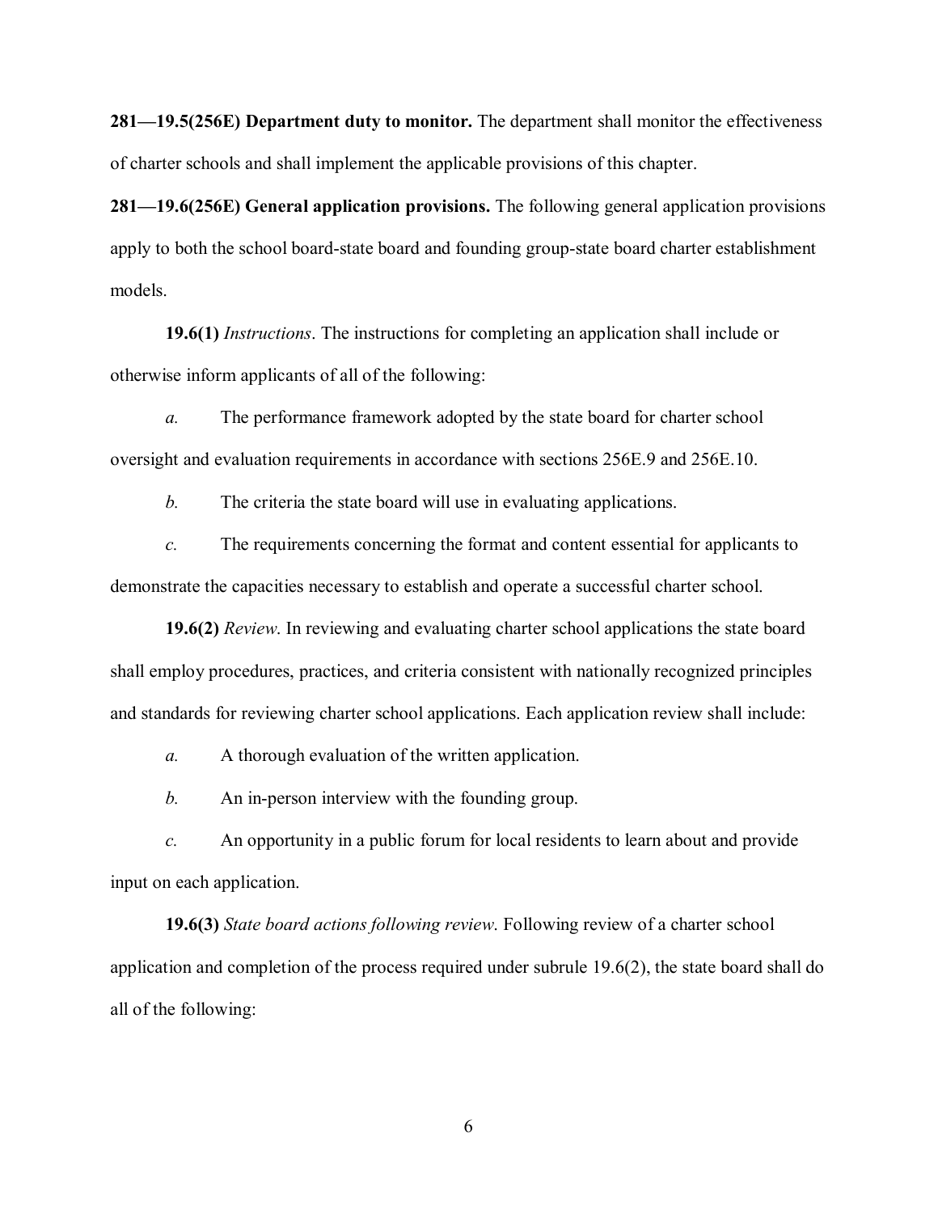**281—19.5(256E) Department duty to monitor.** The department shall monitor the effectiveness of charter schools and shall implement the applicable provisions of this chapter.

**281—19.6(256E) General application provisions.** The following general application provisions apply to both the school board-state board and founding group-state board charter establishment models.

**19.6(1)** *Instructions*. The instructions for completing an application shall include or otherwise inform applicants of all of the following:

*a.* The performance framework adopted by the state board for charter school oversight and evaluation requirements in accordance with sections 256E.9 and 256E.10.

*b.* The criteria the state board will use in evaluating applications.

*c.* The requirements concerning the format and content essential for applicants to demonstrate the capacities necessary to establish and operate a successful charter school.

**19.6(2)** *Review*. In reviewing and evaluating charter school applications the state board shall employ procedures, practices, and criteria consistent with nationally recognized principles and standards for reviewing charter school applications. Each application review shall include:

*a.* A thorough evaluation of the written application.

*b.* An in-person interview with the founding group.

*c.* An opportunity in a public forum for local residents to learn about and provide input on each application.

**19.6(3)** *State board actions following review*. Following review of a charter school application and completion of the process required under subrule 19.6(2), the state board shall do all of the following: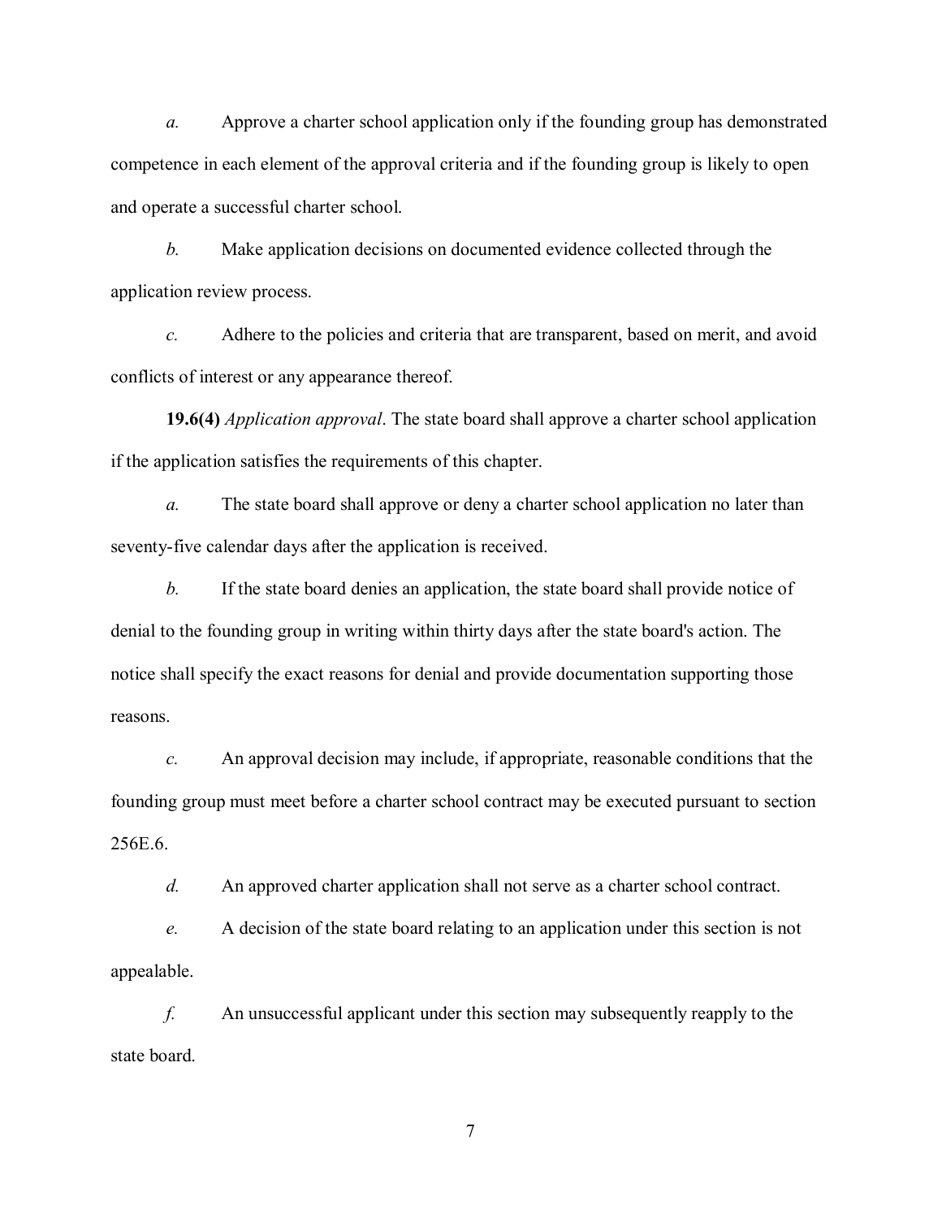*a.* Approve a charter school application only if the founding group has demonstrated competence in each element of the approval criteria and if the founding group is likely to open and operate a successful charter school.

*b.* Make application decisions on documented evidence collected through the application review process.

*c.* Adhere to the policies and criteria that are transparent, based on merit, and avoid conflicts of interest or any appearance thereof.

**19.6(4)** *Application approval*. The state board shall approve a charter school application if the application satisfies the requirements of this chapter.

*a.* The state board shall approve or deny a charter school application no later than seventy-five calendar days after the application is received.

*b.* If the state board denies an application, the state board shall provide notice of denial to the founding group in writing within thirty days after the state board's action. The notice shall specify the exact reasons for denial and provide documentation supporting those reasons.

*c.* An approval decision may include, if appropriate, reasonable conditions that the founding group must meet before a charter school contract may be executed pursuant to section 256E.6.

*d.* An approved charter application shall not serve as a charter school contract.

*e.* A decision of the state board relating to an application under this section is not appealable.

*f.* An unsuccessful applicant under this section may subsequently reapply to the state board.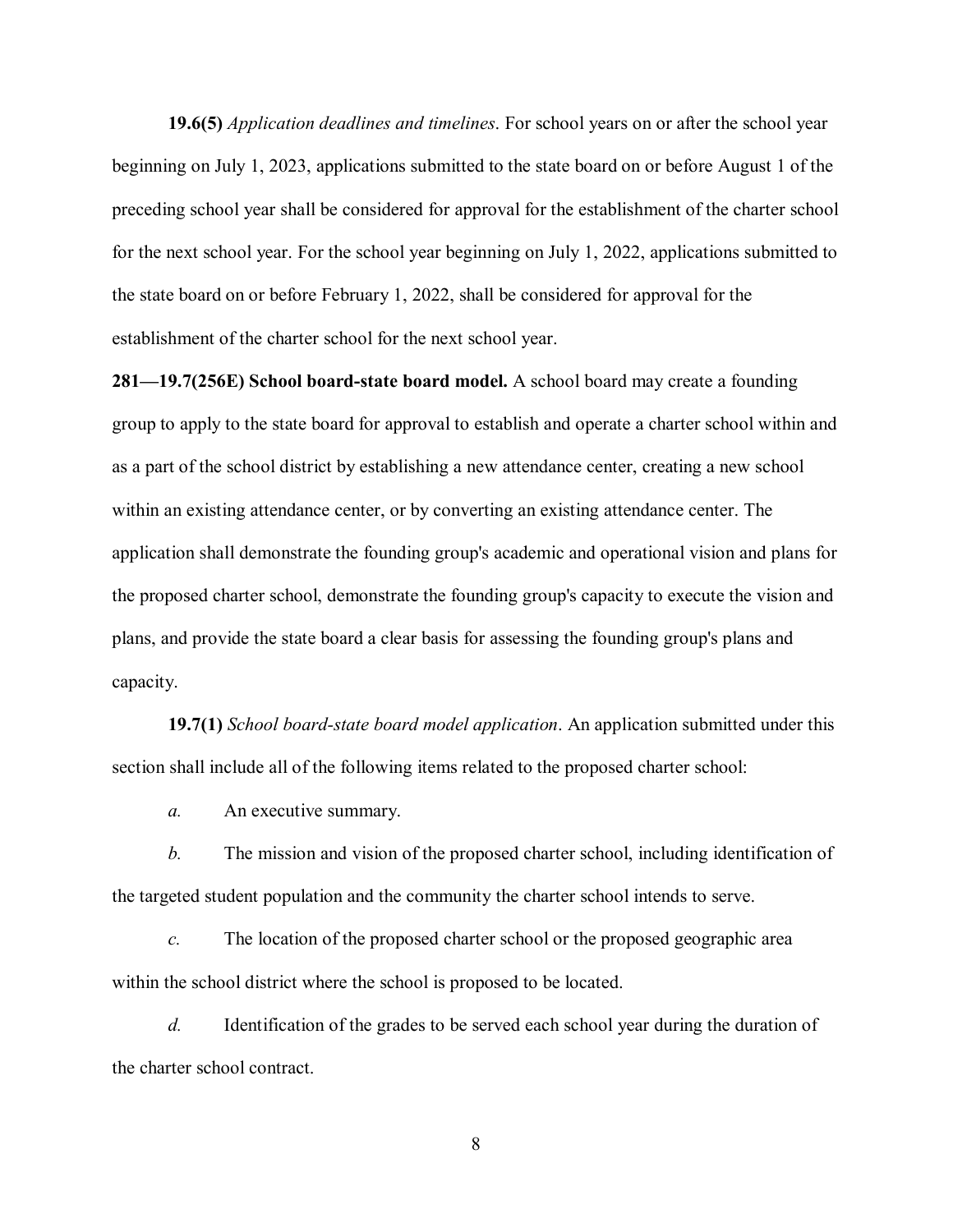**19.6(5)** *Application deadlines and timelines*. For school years on or after the school year beginning on July 1, 2023, applications submitted to the state board on or before August 1 of the preceding school year shall be considered for approval for the establishment of the charter school for the next school year. For the school year beginning on July 1, 2022, applications submitted to the state board on or before February 1, 2022, shall be considered for approval for the establishment of the charter school for the next school year.

**281—19.7(256E) School board-state board model.** A school board may create a founding group to apply to the state board for approval to establish and operate a charter school within and as a part of the school district by establishing a new attendance center, creating a new school within an existing attendance center, or by converting an existing attendance center. The application shall demonstrate the founding group's academic and operational vision and plans for the proposed charter school, demonstrate the founding group's capacity to execute the vision and plans, and provide the state board a clear basis for assessing the founding group's plans and capacity.

**19.7(1)** *School board-state board model application*. An application submitted under this section shall include all of the following items related to the proposed charter school:

*a.* An executive summary.

*b.* The mission and vision of the proposed charter school, including identification of the targeted student population and the community the charter school intends to serve.

*c.* The location of the proposed charter school or the proposed geographic area within the school district where the school is proposed to be located.

*d.* Identification of the grades to be served each school year during the duration of the charter school contract.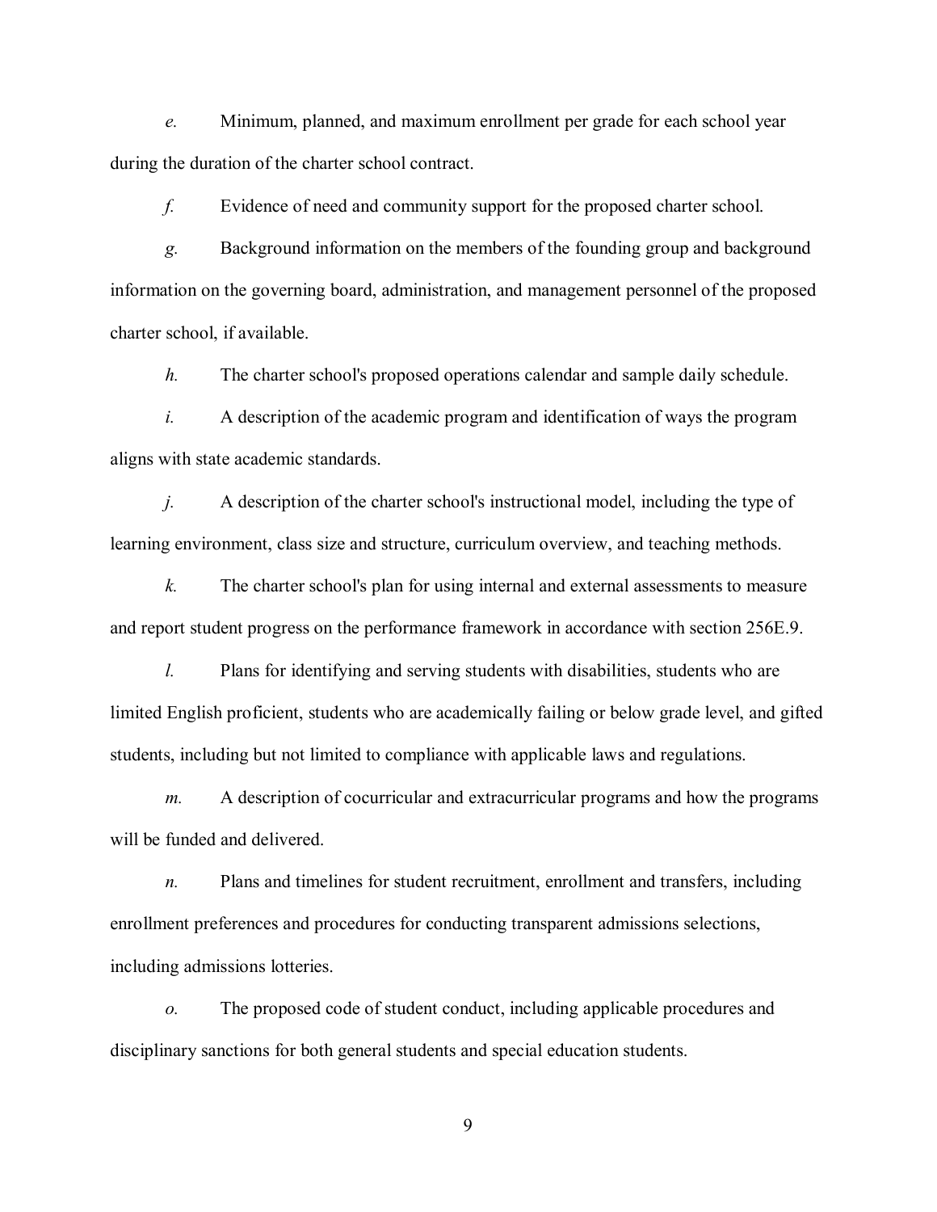*e.* Minimum, planned, and maximum enrollment per grade for each school year during the duration of the charter school contract.

*f.* Evidence of need and community support for the proposed charter school.

*g.* Background information on the members of the founding group and background information on the governing board, administration, and management personnel of the proposed charter school, if available.

*h.* The charter school's proposed operations calendar and sample daily schedule.

*i.* A description of the academic program and identification of ways the program aligns with state academic standards.

*j.* A description of the charter school's instructional model, including the type of learning environment, class size and structure, curriculum overview, and teaching methods.

*k.* The charter school's plan for using internal and external assessments to measure and report student progress on the performance framework in accordance with section 256E.9.

*l.* Plans for identifying and serving students with disabilities, students who are limited English proficient, students who are academically failing or below grade level, and gifted students, including but not limited to compliance with applicable laws and regulations.

*m.* A description of cocurricular and extracurricular programs and how the programs will be funded and delivered.

*n.* Plans and timelines for student recruitment, enrollment and transfers, including enrollment preferences and procedures for conducting transparent admissions selections, including admissions lotteries.

*o.* The proposed code of student conduct, including applicable procedures and disciplinary sanctions for both general students and special education students.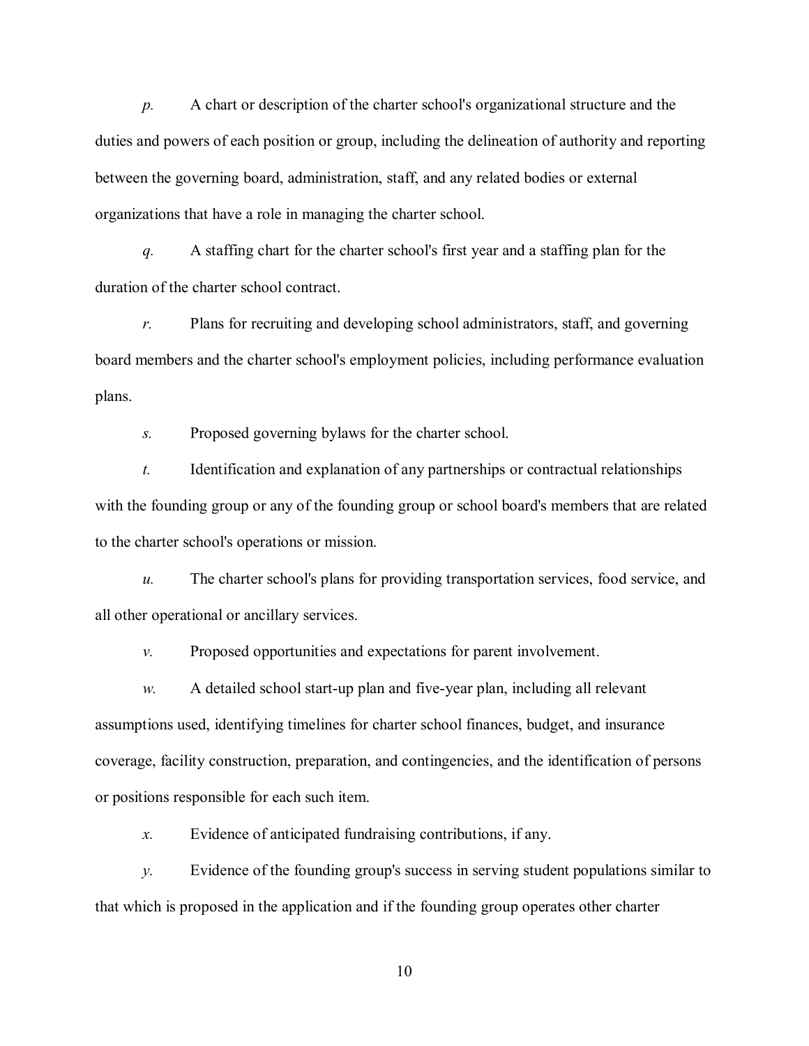*p.* A chart or description of the charter school's organizational structure and the duties and powers of each position or group, including the delineation of authority and reporting between the governing board, administration, staff, and any related bodies or external organizations that have a role in managing the charter school.

*q.* A staffing chart for the charter school's first year and a staffing plan for the duration of the charter school contract.

*r.* Plans for recruiting and developing school administrators, staff, and governing board members and the charter school's employment policies, including performance evaluation plans.

*s.* Proposed governing bylaws for the charter school.

*t.* Identification and explanation of any partnerships or contractual relationships with the founding group or any of the founding group or school board's members that are related to the charter school's operations or mission.

*u.* The charter school's plans for providing transportation services, food service, and all other operational or ancillary services.

*v.* Proposed opportunities and expectations for parent involvement.

*w.* A detailed school start-up plan and five-year plan, including all relevant assumptions used, identifying timelines for charter school finances, budget, and insurance coverage, facility construction, preparation, and contingencies, and the identification of persons or positions responsible for each such item.

*x.* Evidence of anticipated fundraising contributions, if any.

*y.* Evidence of the founding group's success in serving student populations similar to that which is proposed in the application and if the founding group operates other charter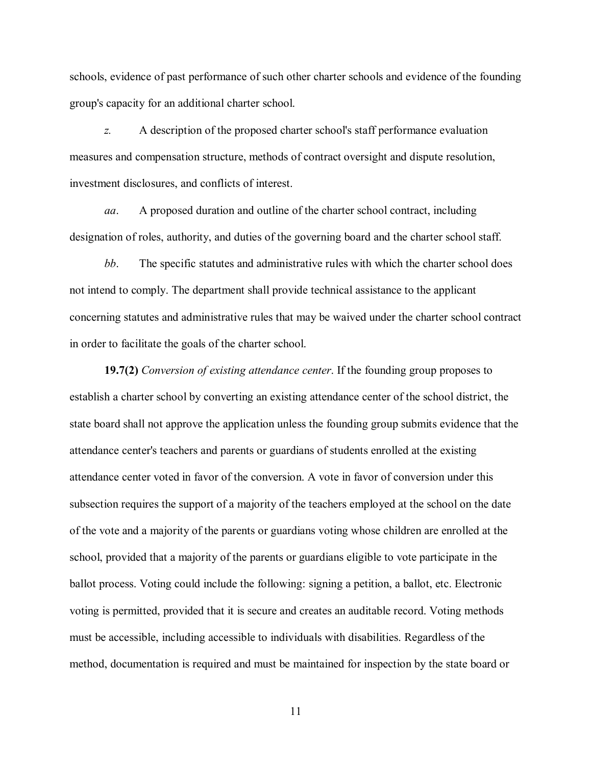schools, evidence of past performance of such other charter schools and evidence of the founding group's capacity for an additional charter school.

*z.* A description of the proposed charter school's staff performance evaluation measures and compensation structure, methods of contract oversight and dispute resolution, investment disclosures, and conflicts of interest.

*aa*. A proposed duration and outline of the charter school contract, including designation of roles, authority, and duties of the governing board and the charter school staff.

*bb*. The specific statutes and administrative rules with which the charter school does not intend to comply. The department shall provide technical assistance to the applicant concerning statutes and administrative rules that may be waived under the charter school contract in order to facilitate the goals of the charter school.

**19.7(2)** *Conversion of existing attendance center*. If the founding group proposes to establish a charter school by converting an existing attendance center of the school district, the state board shall not approve the application unless the founding group submits evidence that the attendance center's teachers and parents or guardians of students enrolled at the existing attendance center voted in favor of the conversion. A vote in favor of conversion under this subsection requires the support of a majority of the teachers employed at the school on the date of the vote and a majority of the parents or guardians voting whose children are enrolled at the school, provided that a majority of the parents or guardians eligible to vote participate in the ballot process. Voting could include the following: signing a petition, a ballot, etc. Electronic voting is permitted, provided that it is secure and creates an auditable record. Voting methods must be accessible, including accessible to individuals with disabilities. Regardless of the method, documentation is required and must be maintained for inspection by the state board or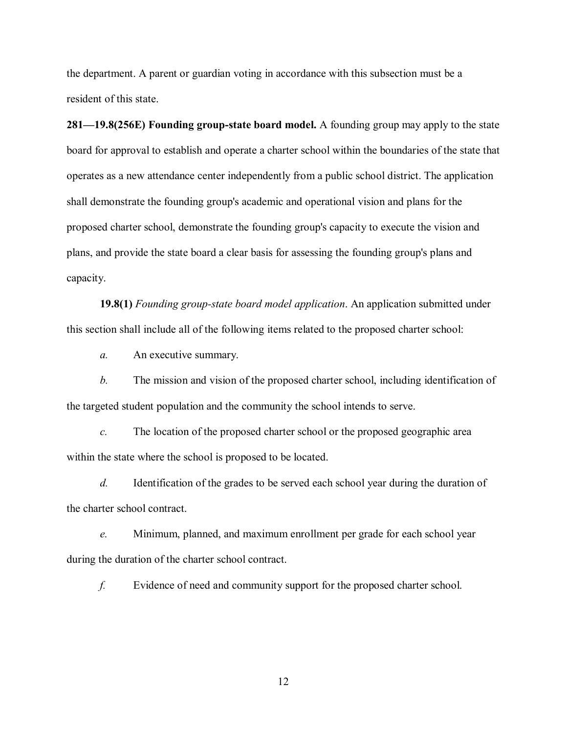the department. A parent or guardian voting in accordance with this subsection must be a resident of this state.

**281—19.8(256E) Founding group-state board model.** A founding group may apply to the state board for approval to establish and operate a charter school within the boundaries of the state that operates as a new attendance center independently from a public school district. The application shall demonstrate the founding group's academic and operational vision and plans for the proposed charter school, demonstrate the founding group's capacity to execute the vision and plans, and provide the state board a clear basis for assessing the founding group's plans and capacity.

**19.8(1)** *Founding group-state board model application*. An application submitted under this section shall include all of the following items related to the proposed charter school:

*a.* An executive summary.

*b.* The mission and vision of the proposed charter school, including identification of the targeted student population and the community the school intends to serve.

*c.* The location of the proposed charter school or the proposed geographic area within the state where the school is proposed to be located.

*d.* Identification of the grades to be served each school year during the duration of the charter school contract.

*e.* Minimum, planned, and maximum enrollment per grade for each school year during the duration of the charter school contract.

*f.* Evidence of need and community support for the proposed charter school.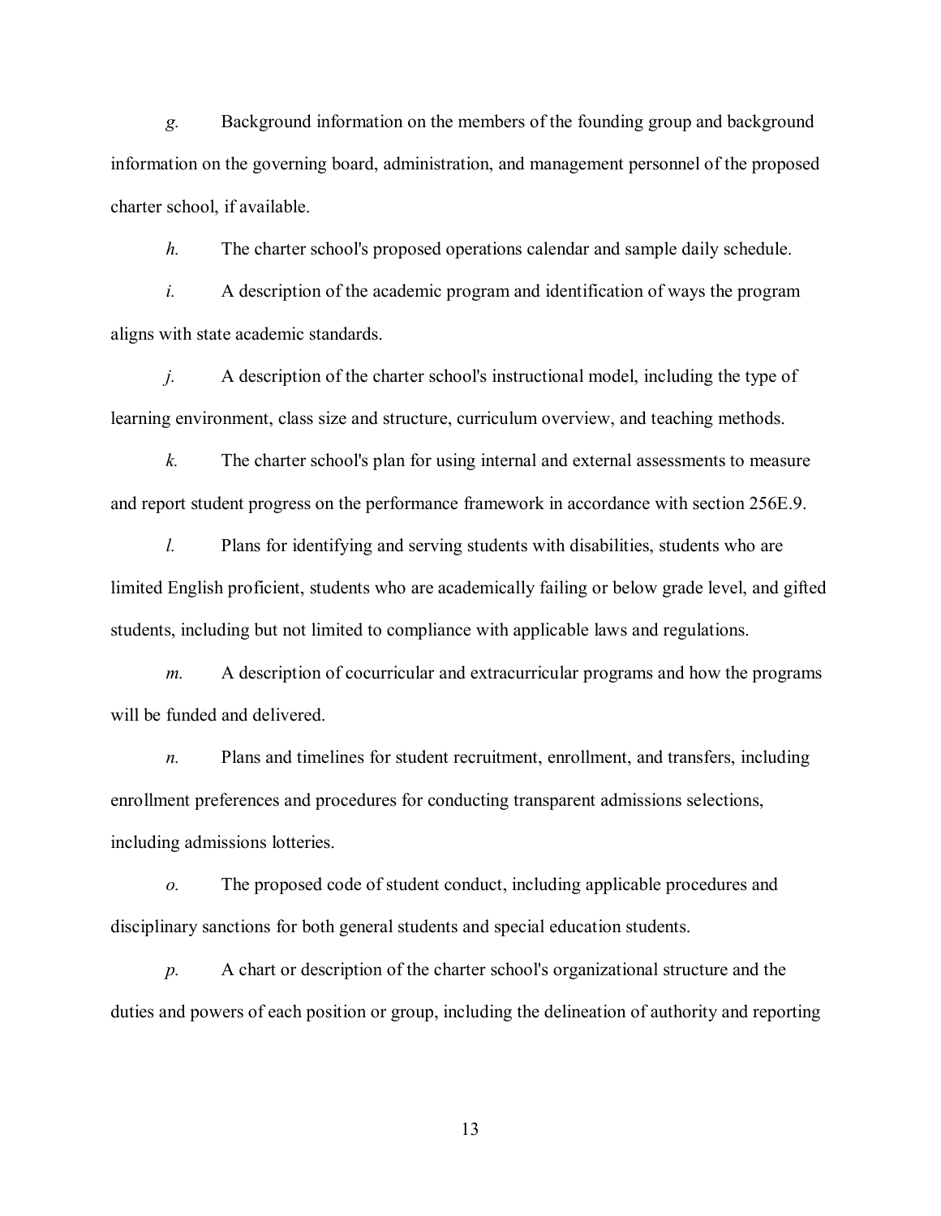*g.* Background information on the members of the founding group and background information on the governing board, administration, and management personnel of the proposed charter school, if available.

*h.* The charter school's proposed operations calendar and sample daily schedule.

*i.* A description of the academic program and identification of ways the program aligns with state academic standards.

*j.* A description of the charter school's instructional model, including the type of learning environment, class size and structure, curriculum overview, and teaching methods.

*k.* The charter school's plan for using internal and external assessments to measure and report student progress on the performance framework in accordance with section 256E.9.

*l.* Plans for identifying and serving students with disabilities, students who are limited English proficient, students who are academically failing or below grade level, and gifted students, including but not limited to compliance with applicable laws and regulations.

*m.* A description of cocurricular and extracurricular programs and how the programs will be funded and delivered.

*n.* Plans and timelines for student recruitment, enrollment, and transfers, including enrollment preferences and procedures for conducting transparent admissions selections, including admissions lotteries.

*o.* The proposed code of student conduct, including applicable procedures and disciplinary sanctions for both general students and special education students.

*p.* A chart or description of the charter school's organizational structure and the duties and powers of each position or group, including the delineation of authority and reporting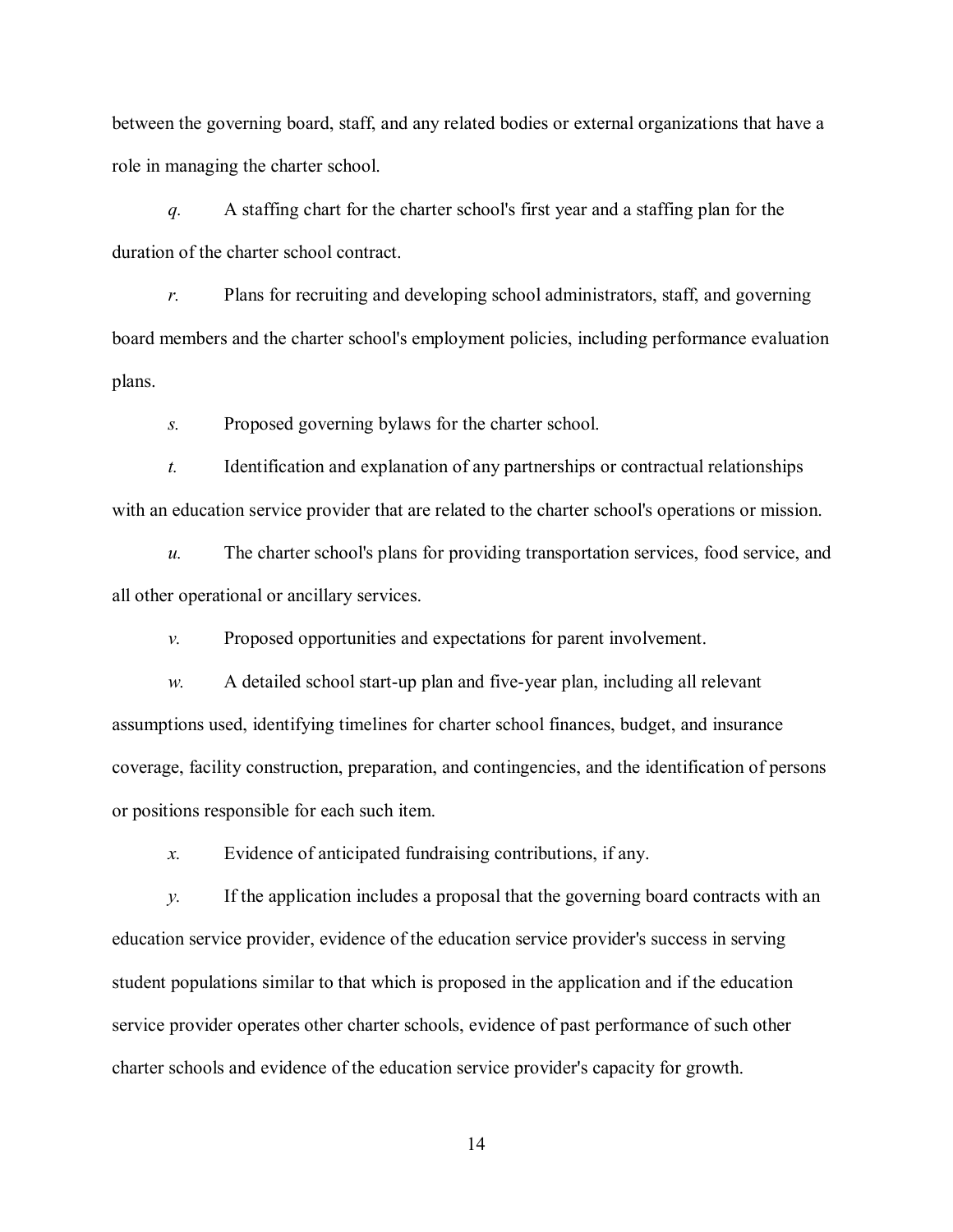between the governing board, staff, and any related bodies or external organizations that have a role in managing the charter school.

*q.* A staffing chart for the charter school's first year and a staffing plan for the duration of the charter school contract.

*r.* Plans for recruiting and developing school administrators, staff, and governing board members and the charter school's employment policies, including performance evaluation plans.

*s.* Proposed governing bylaws for the charter school.

*t.* Identification and explanation of any partnerships or contractual relationships with an education service provider that are related to the charter school's operations or mission.

*u.* The charter school's plans for providing transportation services, food service, and all other operational or ancillary services.

*v.* Proposed opportunities and expectations for parent involvement.

*w.* A detailed school start-up plan and five-year plan, including all relevant assumptions used, identifying timelines for charter school finances, budget, and insurance coverage, facility construction, preparation, and contingencies, and the identification of persons or positions responsible for each such item.

*x.* Evidence of anticipated fundraising contributions, if any.

*y.* If the application includes a proposal that the governing board contracts with an education service provider, evidence of the education service provider's success in serving student populations similar to that which is proposed in the application and if the education service provider operates other charter schools, evidence of past performance of such other charter schools and evidence of the education service provider's capacity for growth.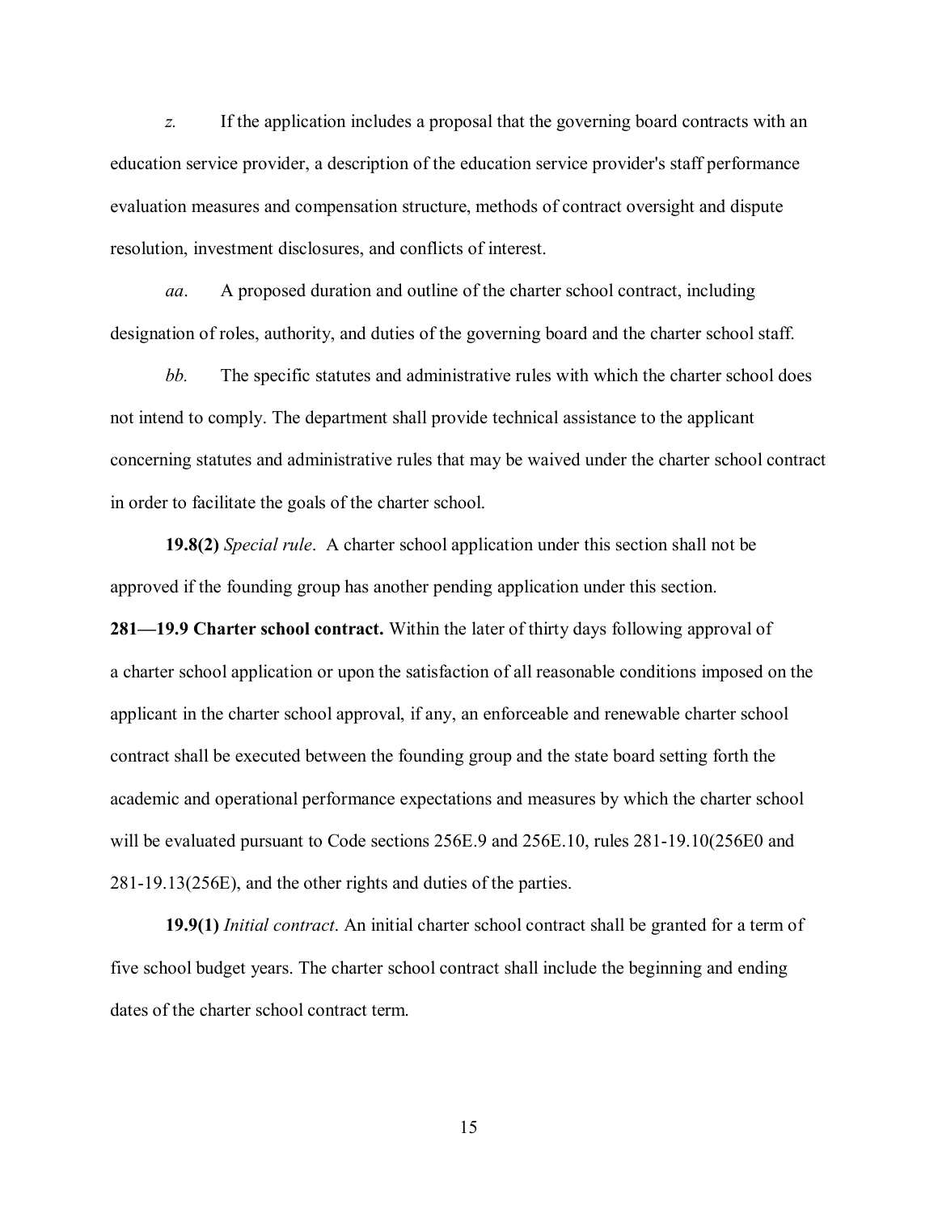*z.* If the application includes a proposal that the governing board contracts with an education service provider, a description of the education service provider's staff performance evaluation measures and compensation structure, methods of contract oversight and dispute resolution, investment disclosures, and conflicts of interest.

*aa*. A proposed duration and outline of the charter school contract, including designation of roles, authority, and duties of the governing board and the charter school staff.

*bb.* The specific statutes and administrative rules with which the charter school does not intend to comply. The department shall provide technical assistance to the applicant concerning statutes and administrative rules that may be waived under the charter school contract in order to facilitate the goals of the charter school.

**19.8(2)** *Special rule*. A charter school application under this section shall not be approved if the founding group has another pending application under this section.

**281—19.9 Charter school contract.** Within the later of thirty days following approval of a charter school application or upon the satisfaction of all reasonable conditions imposed on the applicant in the charter school approval, if any, an enforceable and renewable charter school contract shall be executed between the founding group and the state board setting forth the academic and operational performance expectations and measures by which the charter school will be evaluated pursuant to Code sections 256E.9 and 256E.10, rules 281-19.10(256E0 and 281-19.13(256E), and the other rights and duties of the parties.

**19.9(1)** *Initial contract*. An initial charter school contract shall be granted for a term of five school budget years. The charter school contract shall include the beginning and ending dates of the charter school contract term.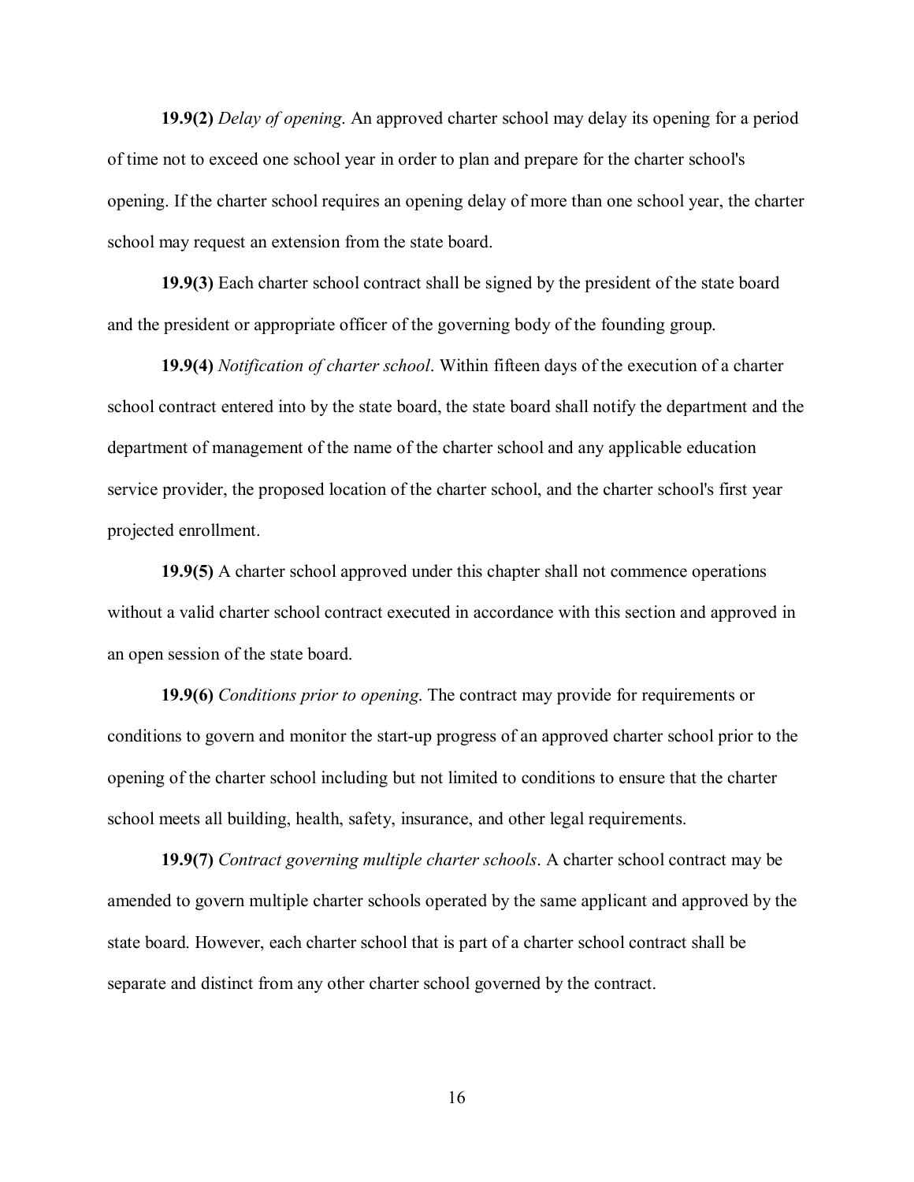**19.9(2)** *Delay of opening*. An approved charter school may delay its opening for a period of time not to exceed one school year in order to plan and prepare for the charter school's opening. If the charter school requires an opening delay of more than one school year, the charter school may request an extension from the state board.

**19.9(3)** Each charter school contract shall be signed by the president of the state board and the president or appropriate officer of the governing body of the founding group.

**19.9(4)** *Notification of charter school*. Within fifteen days of the execution of a charter school contract entered into by the state board, the state board shall notify the department and the department of management of the name of the charter school and any applicable education service provider, the proposed location of the charter school, and the charter school's first year projected enrollment.

**19.9(5)** A charter school approved under this chapter shall not commence operations without a valid charter school contract executed in accordance with this section and approved in an open session of the state board.

**19.9(6)** *Conditions prior to opening*. The contract may provide for requirements or conditions to govern and monitor the start-up progress of an approved charter school prior to the opening of the charter school including but not limited to conditions to ensure that the charter school meets all building, health, safety, insurance, and other legal requirements.

**19.9(7)** *Contract governing multiple charter schools*. A charter school contract may be amended to govern multiple charter schools operated by the same applicant and approved by the state board. However, each charter school that is part of a charter school contract shall be separate and distinct from any other charter school governed by the contract.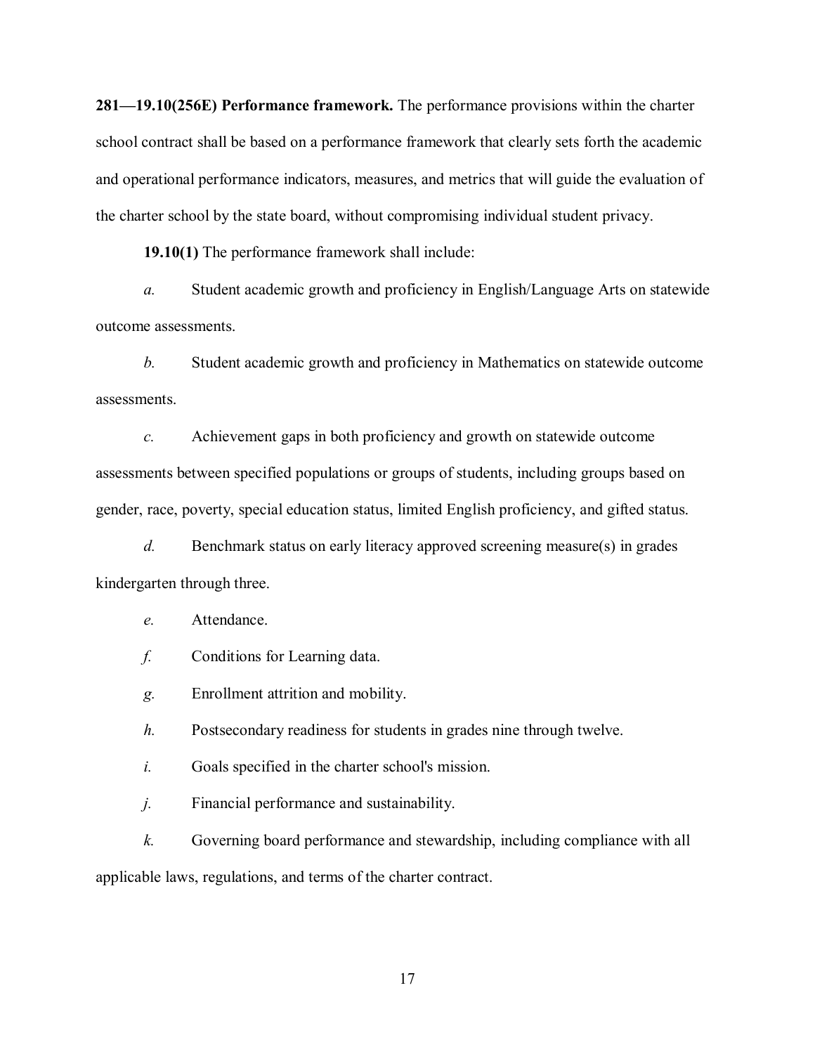**281—19.10(256E) Performance framework.** The performance provisions within the charter school contract shall be based on a performance framework that clearly sets forth the academic and operational performance indicators, measures, and metrics that will guide the evaluation of the charter school by the state board, without compromising individual student privacy.

**19.10(1)** The performance framework shall include:

*a.* Student academic growth and proficiency in English/Language Arts on statewide outcome assessments.

*b.* Student academic growth and proficiency in Mathematics on statewide outcome assessments.

*c.* Achievement gaps in both proficiency and growth on statewide outcome assessments between specified populations or groups of students, including groups based on gender, race, poverty, special education status, limited English proficiency, and gifted status.

*d.* Benchmark status on early literacy approved screening measure(s) in grades kindergarten through three.

*e.* Attendance.

*f.* Conditions for Learning data.

*g.* Enrollment attrition and mobility.

*h.* Postsecondary readiness for students in grades nine through twelve.

*i.* Goals specified in the charter school's mission.

*j.* Financial performance and sustainability.

*k.* Governing board performance and stewardship, including compliance with all applicable laws, regulations, and terms of the charter contract.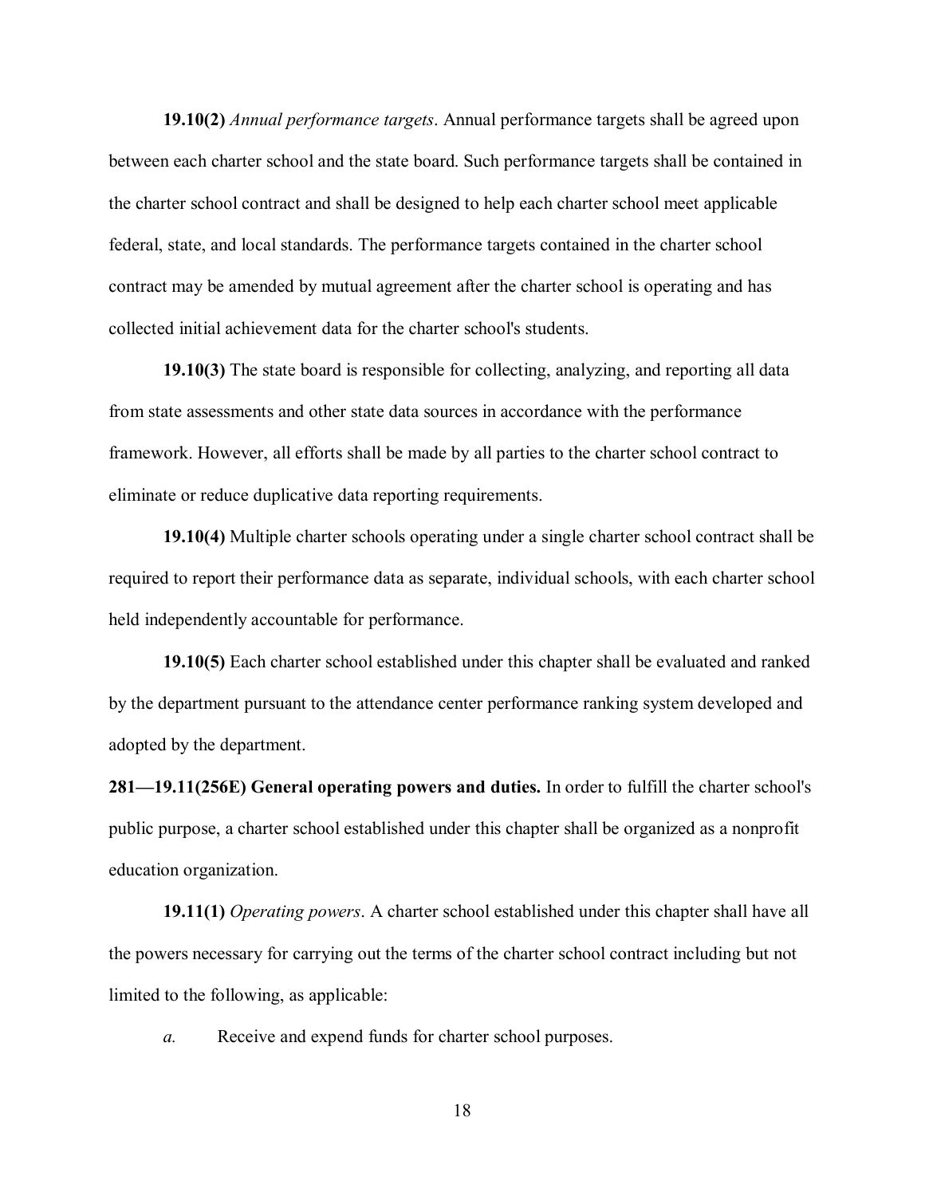**19.10(2)** *Annual performance targets*. Annual performance targets shall be agreed upon between each charter school and the state board. Such performance targets shall be contained in the charter school contract and shall be designed to help each charter school meet applicable federal, state, and local standards. The performance targets contained in the charter school contract may be amended by mutual agreement after the charter school is operating and has collected initial achievement data for the charter school's students.

**19.10(3)** The state board is responsible for collecting, analyzing, and reporting all data from state assessments and other state data sources in accordance with the performance framework. However, all efforts shall be made by all parties to the charter school contract to eliminate or reduce duplicative data reporting requirements.

**19.10(4)** Multiple charter schools operating under a single charter school contract shall be required to report their performance data as separate, individual schools, with each charter school held independently accountable for performance.

**19.10(5)** Each charter school established under this chapter shall be evaluated and ranked by the department pursuant to the attendance center performance ranking system developed and adopted by the department.

**281—19.11(256E) General operating powers and duties.** In order to fulfill the charter school's public purpose, a charter school established under this chapter shall be organized as a nonprofit education organization.

**19.11(1)** *Operating powers*. A charter school established under this chapter shall have all the powers necessary for carrying out the terms of the charter school contract including but not limited to the following, as applicable:

*a.* Receive and expend funds for charter school purposes.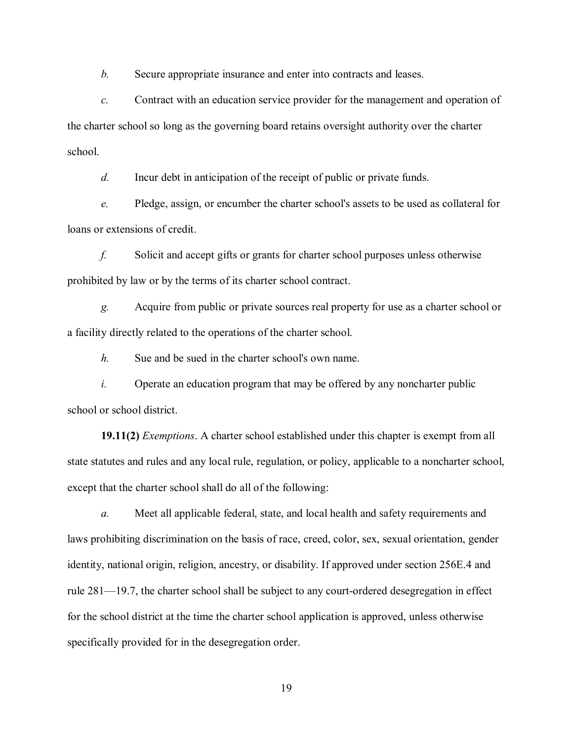*b.* Secure appropriate insurance and enter into contracts and leases.

*c.* Contract with an education service provider for the management and operation of the charter school so long as the governing board retains oversight authority over the charter school.

*d.* Incur debt in anticipation of the receipt of public or private funds.

*e.* Pledge, assign, or encumber the charter school's assets to be used as collateral for loans or extensions of credit.

*f.* Solicit and accept gifts or grants for charter school purposes unless otherwise prohibited by law or by the terms of its charter school contract.

*g.* Acquire from public or private sources real property for use as a charter school or a facility directly related to the operations of the charter school.

*h.* Sue and be sued in the charter school's own name.

*i.* Operate an education program that may be offered by any noncharter public school or school district.

**19.11(2)** *Exemptions*. A charter school established under this chapter is exempt from all state statutes and rules and any local rule, regulation, or policy, applicable to a noncharter school, except that the charter school shall do all of the following:

*a.* Meet all applicable federal, state, and local health and safety requirements and laws prohibiting discrimination on the basis of race, creed, color, sex, sexual orientation, gender identity, national origin, religion, ancestry, or disability. If approved under section 256E.4 and rule 281—19.7, the charter school shall be subject to any court-ordered desegregation in effect for the school district at the time the charter school application is approved, unless otherwise specifically provided for in the desegregation order.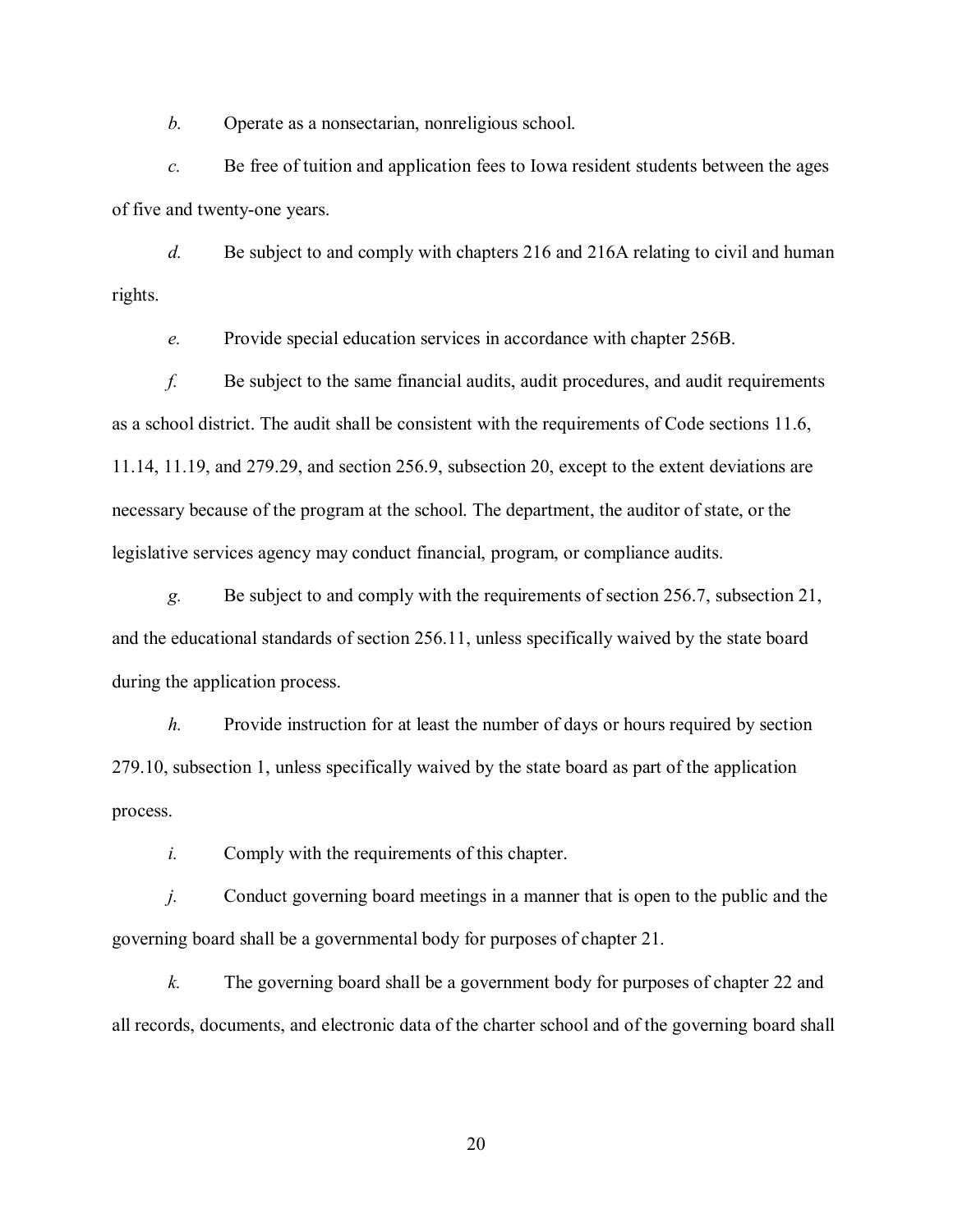*b.* Operate as a nonsectarian, nonreligious school.

*c.* Be free of tuition and application fees to Iowa resident students between the ages of five and twenty-one years.

*d.* Be subject to and comply with chapters 216 and 216A relating to civil and human rights.

*e.* Provide special education services in accordance with chapter 256B.

*f.* Be subject to the same financial audits, audit procedures, and audit requirements as a school district. The audit shall be consistent with the requirements of Code sections 11.6, 11.14, 11.19, and 279.29, and section 256.9, subsection 20, except to the extent deviations are necessary because of the program at the school. The department, the auditor of state, or the legislative services agency may conduct financial, program, or compliance audits.

*g.* Be subject to and comply with the requirements of section 256.7, subsection 21, and the educational standards of section 256.11, unless specifically waived by the state board during the application process.

*h.* Provide instruction for at least the number of days or hours required by section 279.10, subsection 1, unless specifically waived by the state board as part of the application process.

*i.* Comply with the requirements of this chapter.

*j.* Conduct governing board meetings in a manner that is open to the public and the governing board shall be a governmental body for purposes of chapter 21.

*k.* The governing board shall be a government body for purposes of chapter 22 and all records, documents, and electronic data of the charter school and of the governing board shall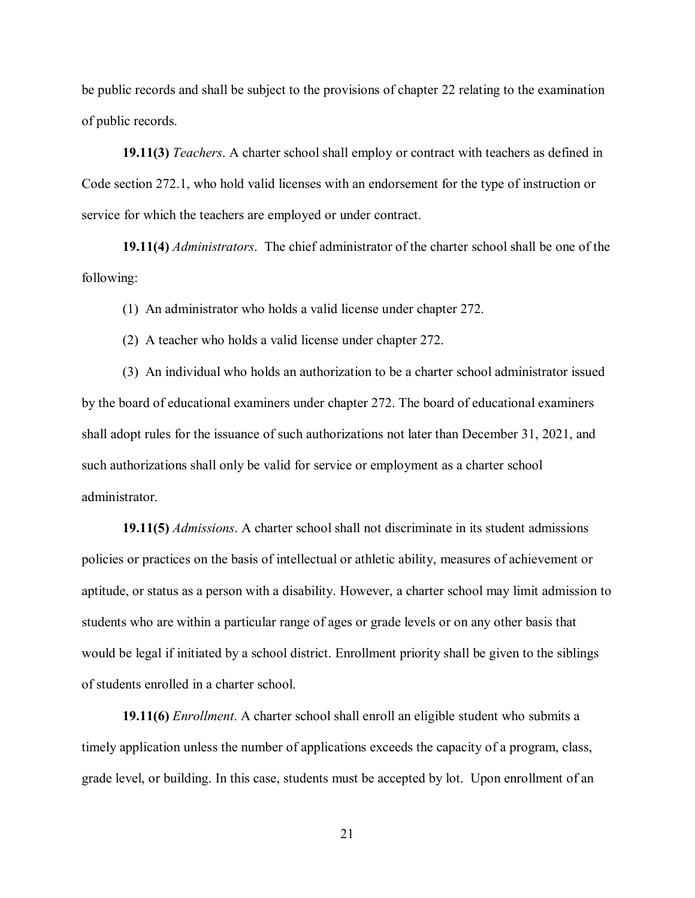be public records and shall be subject to the provisions of chapter 22 relating to the examination of public records.

**19.11(3)** *Teachers*. A charter school shall employ or contract with teachers as defined in Code section 272.1, who hold valid licenses with an endorsement for the type of instruction or service for which the teachers are employed or under contract.

**19.11(4)** *Administrators*. The chief administrator of the charter school shall be one of the following:

(1) An administrator who holds a valid license under chapter 272.

(2) A teacher who holds a valid license under chapter 272.

(3) An individual who holds an authorization to be a charter school administrator issued by the board of educational examiners under chapter 272. The board of educational examiners shall adopt rules for the issuance of such authorizations not later than December 31, 2021, and such authorizations shall only be valid for service or employment as a charter school administrator.

**19.11(5)** *Admissions*. A charter school shall not discriminate in its student admissions policies or practices on the basis of intellectual or athletic ability, measures of achievement or aptitude, or status as a person with a disability. However, a charter school may limit admission to students who are within a particular range of ages or grade levels or on any other basis that would be legal if initiated by a school district. Enrollment priority shall be given to the siblings of students enrolled in a charter school.

**19.11(6)** *Enrollment*. A charter school shall enroll an eligible student who submits a timely application unless the number of applications exceeds the capacity of a program, class, grade level, or building. In this case, students must be accepted by lot. Upon enrollment of an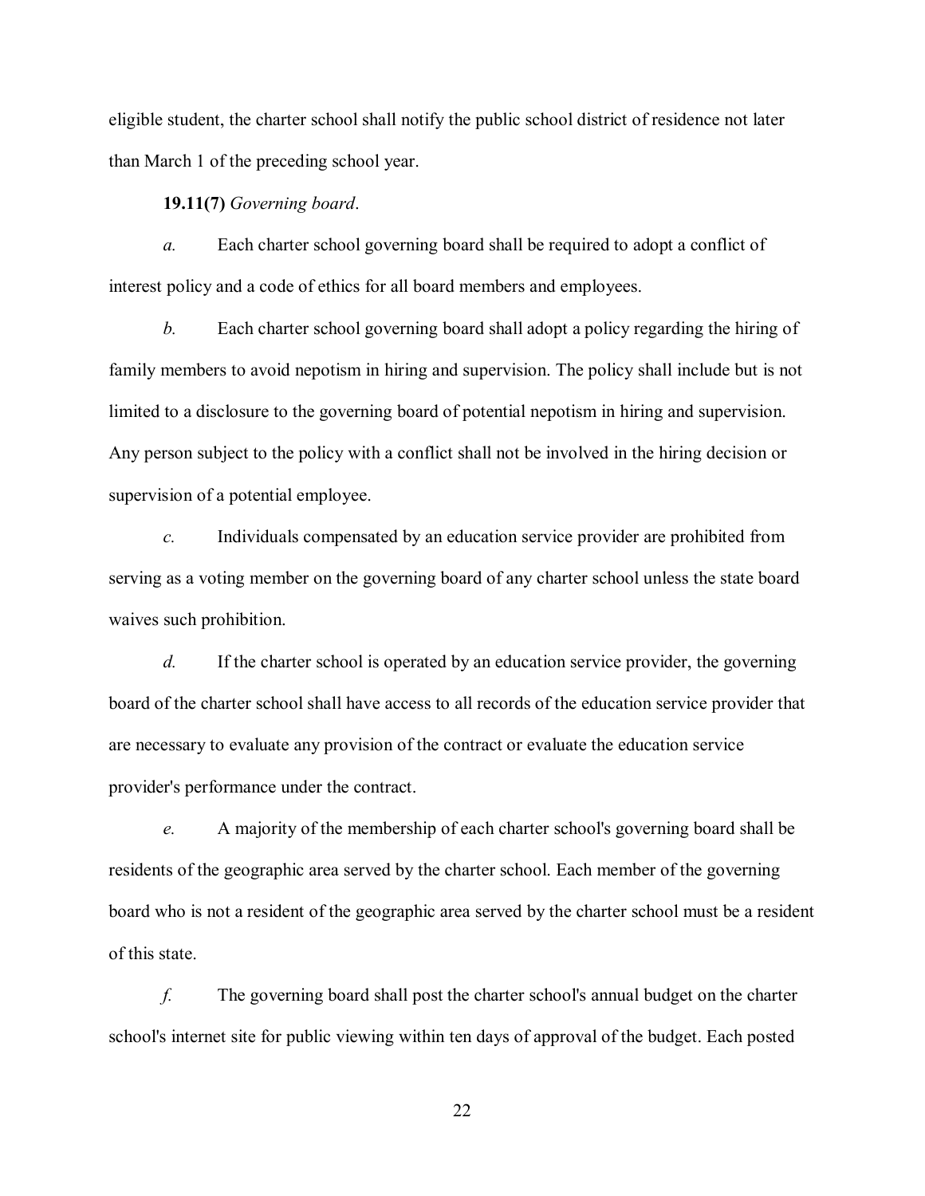eligible student, the charter school shall notify the public school district of residence not later than March 1 of the preceding school year.

**19.11(7)** *Governing board*.

*a.* Each charter school governing board shall be required to adopt a conflict of interest policy and a code of ethics for all board members and employees.

*b.* Each charter school governing board shall adopt a policy regarding the hiring of family members to avoid nepotism in hiring and supervision. The policy shall include but is not limited to a disclosure to the governing board of potential nepotism in hiring and supervision. Any person subject to the policy with a conflict shall not be involved in the hiring decision or supervision of a potential employee.

*c.* Individuals compensated by an education service provider are prohibited from serving as a voting member on the governing board of any charter school unless the state board waives such prohibition.

*d.* If the charter school is operated by an education service provider, the governing board of the charter school shall have access to all records of the education service provider that are necessary to evaluate any provision of the contract or evaluate the education service provider's performance under the contract.

*e.* A majority of the membership of each charter school's governing board shall be residents of the geographic area served by the charter school. Each member of the governing board who is not a resident of the geographic area served by the charter school must be a resident of this state.

*f.* The governing board shall post the charter school's annual budget on the charter school's internet site for public viewing within ten days of approval of the budget. Each posted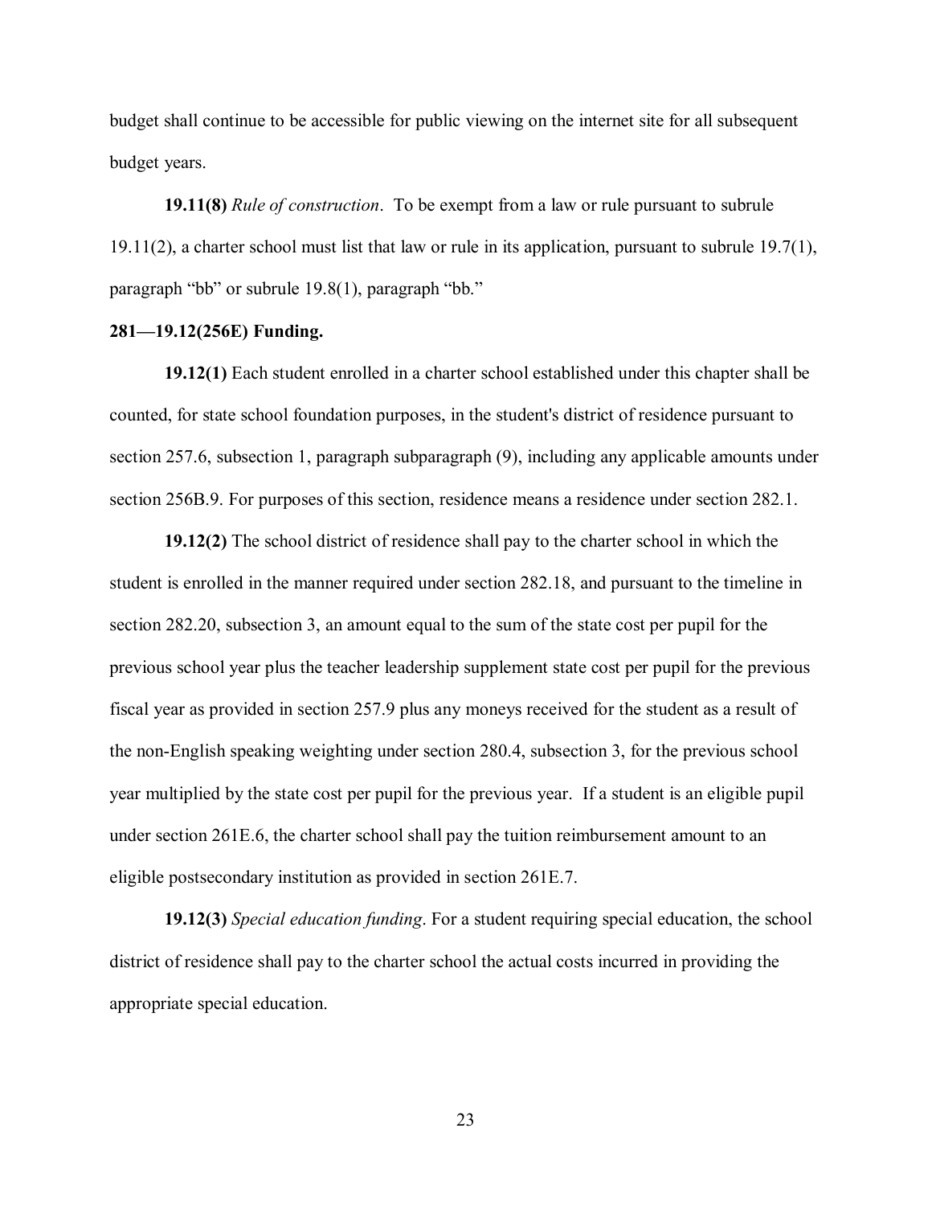budget shall continue to be accessible for public viewing on the internet site for all subsequent budget years.

**19.11(8)** *Rule of construction*. To be exempt from a law or rule pursuant to subrule 19.11(2), a charter school must list that law or rule in its application, pursuant to subrule 19.7(1), paragraph "bb" or subrule 19.8(1), paragraph "bb."

**281—19.12(256E) Funding.**

**19.12(1)** Each student enrolled in a charter school established under this chapter shall be counted, for state school foundation purposes, in the student's district of residence pursuant to section 257.6, subsection 1, paragraph subparagraph (9), including any applicable amounts under section 256B.9. For purposes of this section, residence means a residence under section 282.1.

**19.12(2)** The school district of residence shall pay to the charter school in which the student is enrolled in the manner required under section 282.18, and pursuant to the timeline in section 282.20, subsection 3, an amount equal to the sum of the state cost per pupil for the previous school year plus the teacher leadership supplement state cost per pupil for the previous fiscal year as provided in section 257.9 plus any moneys received for the student as a result of the non-English speaking weighting under section 280.4, subsection 3, for the previous school year multiplied by the state cost per pupil for the previous year. If a student is an eligible pupil under section 261E.6, the charter school shall pay the tuition reimbursement amount to an eligible postsecondary institution as provided in section 261E.7.

**19.12(3)** *Special education funding*. For a student requiring special education, the school district of residence shall pay to the charter school the actual costs incurred in providing the appropriate special education.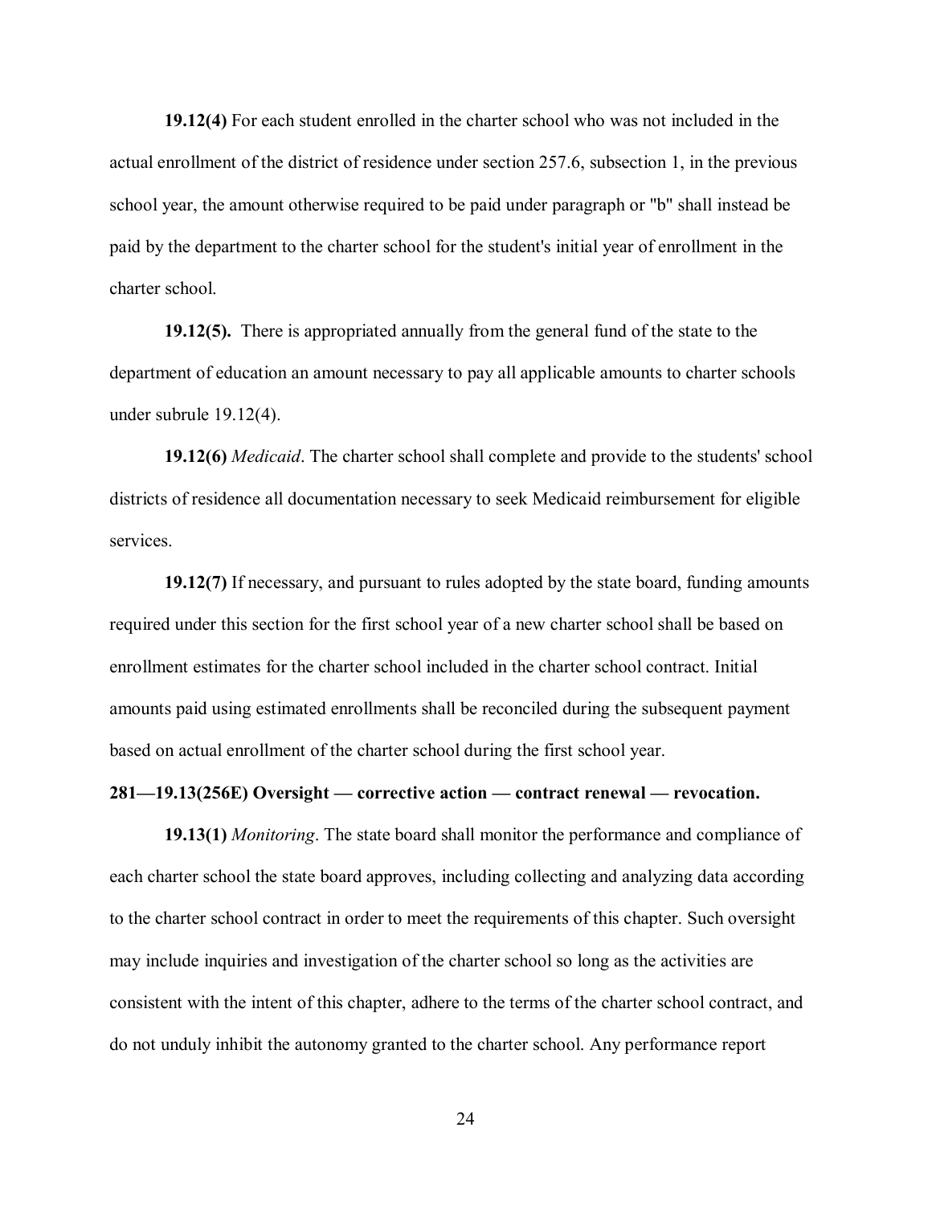**19.12(4)** For each student enrolled in the charter school who was not included in the actual enrollment of the district of residence under section 257.6, subsection 1, in the previous school year, the amount otherwise required to be paid under paragraph or "b" shall instead be paid by the department to the charter school for the student's initial year of enrollment in the charter school.

**19.12(5).** There is appropriated annually from the general fund of the state to the department of education an amount necessary to pay all applicable amounts to charter schools under subrule 19.12(4).

**19.12(6)** *Medicaid*. The charter school shall complete and provide to the students' school districts of residence all documentation necessary to seek Medicaid reimbursement for eligible services.

**19.12(7)** If necessary, and pursuant to rules adopted by the state board, funding amounts required under this section for the first school year of a new charter school shall be based on enrollment estimates for the charter school included in the charter school contract. Initial amounts paid using estimated enrollments shall be reconciled during the subsequent payment based on actual enrollment of the charter school during the first school year.

**281—19.13(256E) Oversight — corrective action — contract renewal — revocation.**

**19.13(1)** *Monitoring*. The state board shall monitor the performance and compliance of each charter school the state board approves, including collecting and analyzing data according to the charter school contract in order to meet the requirements of this chapter. Such oversight may include inquiries and investigation of the charter school so long as the activities are consistent with the intent of this chapter, adhere to the terms of the charter school contract, and do not unduly inhibit the autonomy granted to the charter school. Any performance report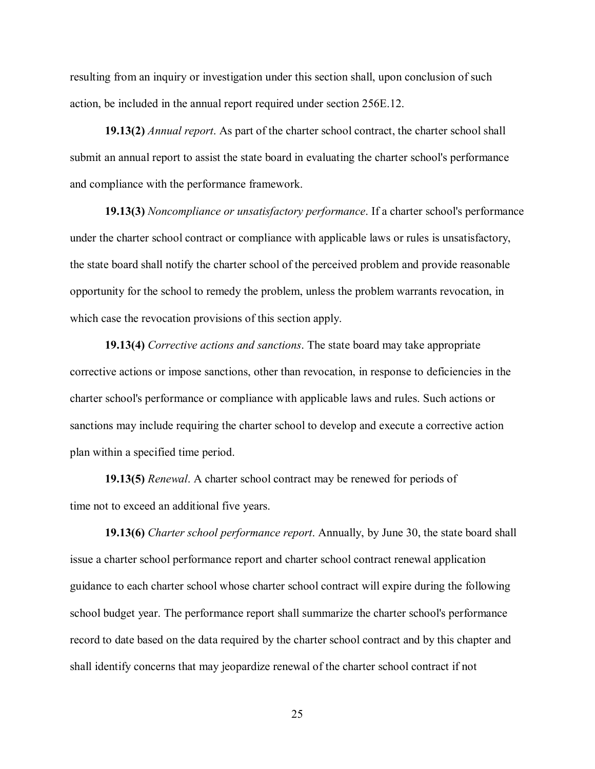resulting from an inquiry or investigation under this section shall, upon conclusion of such action, be included in the annual report required under section 256E.12.

**19.13(2)** *Annual report*. As part of the charter school contract, the charter school shall submit an annual report to assist the state board in evaluating the charter school's performance and compliance with the performance framework.

**19.13(3)** *Noncompliance or unsatisfactory performance*. If a charter school's performance under the charter school contract or compliance with applicable laws or rules is unsatisfactory, the state board shall notify the charter school of the perceived problem and provide reasonable opportunity for the school to remedy the problem, unless the problem warrants revocation, in which case the revocation provisions of this section apply.

**19.13(4)** *Corrective actions and sanctions*. The state board may take appropriate corrective actions or impose sanctions, other than revocation, in response to deficiencies in the charter school's performance or compliance with applicable laws and rules. Such actions or sanctions may include requiring the charter school to develop and execute a corrective action plan within a specified time period.

**19.13(5)** *Renewal*. A charter school contract may be renewed for periods of time not to exceed an additional five years.

**19.13(6)** *Charter school performance report*. Annually, by June 30, the state board shall issue a charter school performance report and charter school contract renewal application guidance to each charter school whose charter school contract will expire during the following school budget year. The performance report shall summarize the charter school's performance record to date based on the data required by the charter school contract and by this chapter and shall identify concerns that may jeopardize renewal of the charter school contract if not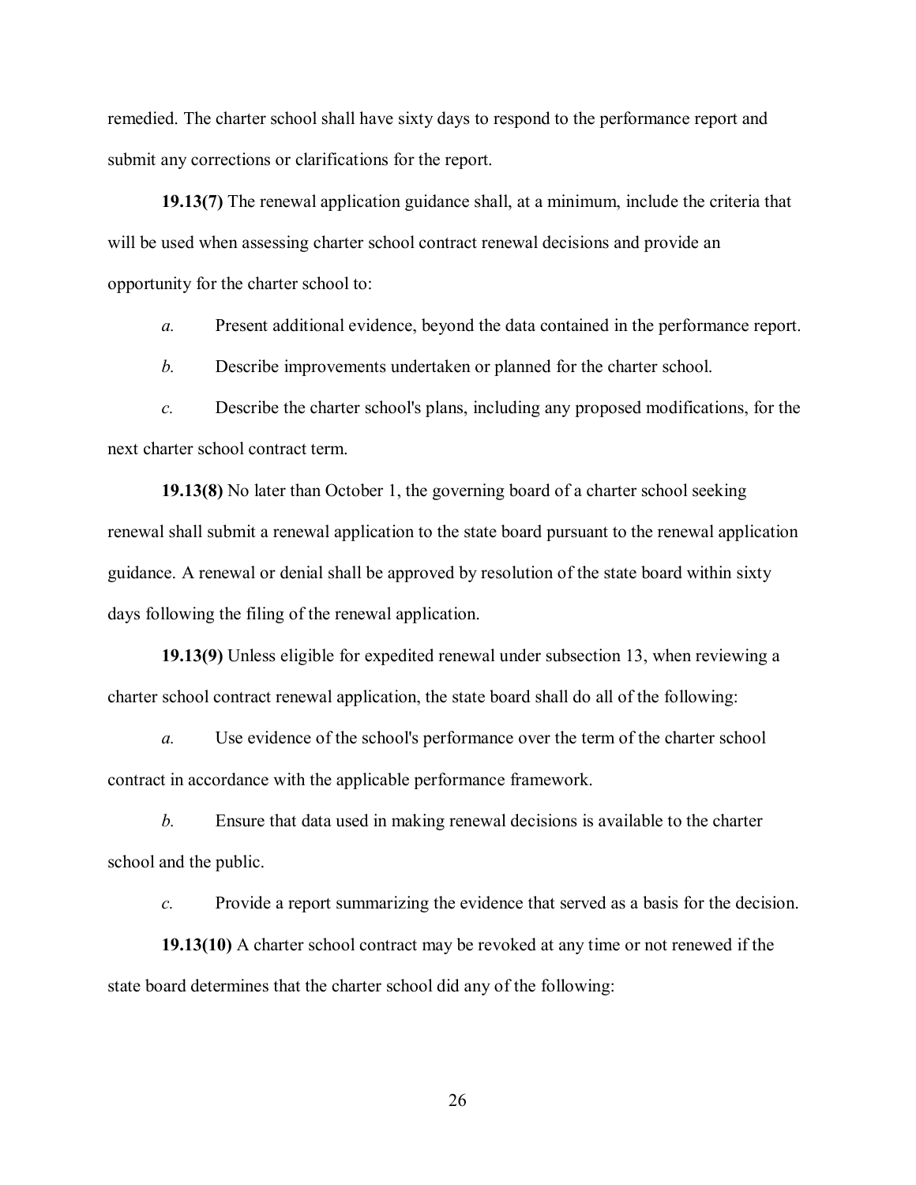remedied. The charter school shall have sixty days to respond to the performance report and submit any corrections or clarifications for the report.

**19.13(7)** The renewal application guidance shall, at a minimum, include the criteria that will be used when assessing charter school contract renewal decisions and provide an opportunity for the charter school to:

*a.* Present additional evidence, beyond the data contained in the performance report.

*b.* Describe improvements undertaken or planned for the charter school.

*c.* Describe the charter school's plans, including any proposed modifications, for the next charter school contract term.

**19.13(8)** No later than October 1, the governing board of a charter school seeking renewal shall submit a renewal application to the state board pursuant to the renewal application guidance. A renewal or denial shall be approved by resolution of the state board within sixty days following the filing of the renewal application.

**19.13(9)** Unless eligible for expedited renewal under subsection 13, when reviewing a charter school contract renewal application, the state board shall do all of the following:

*a.* Use evidence of the school's performance over the term of the charter school contract in accordance with the applicable performance framework.

*b.* Ensure that data used in making renewal decisions is available to the charter school and the public.

*c.* Provide a report summarizing the evidence that served as a basis for the decision.

**19.13(10)** A charter school contract may be revoked at any time or not renewed if the state board determines that the charter school did any of the following: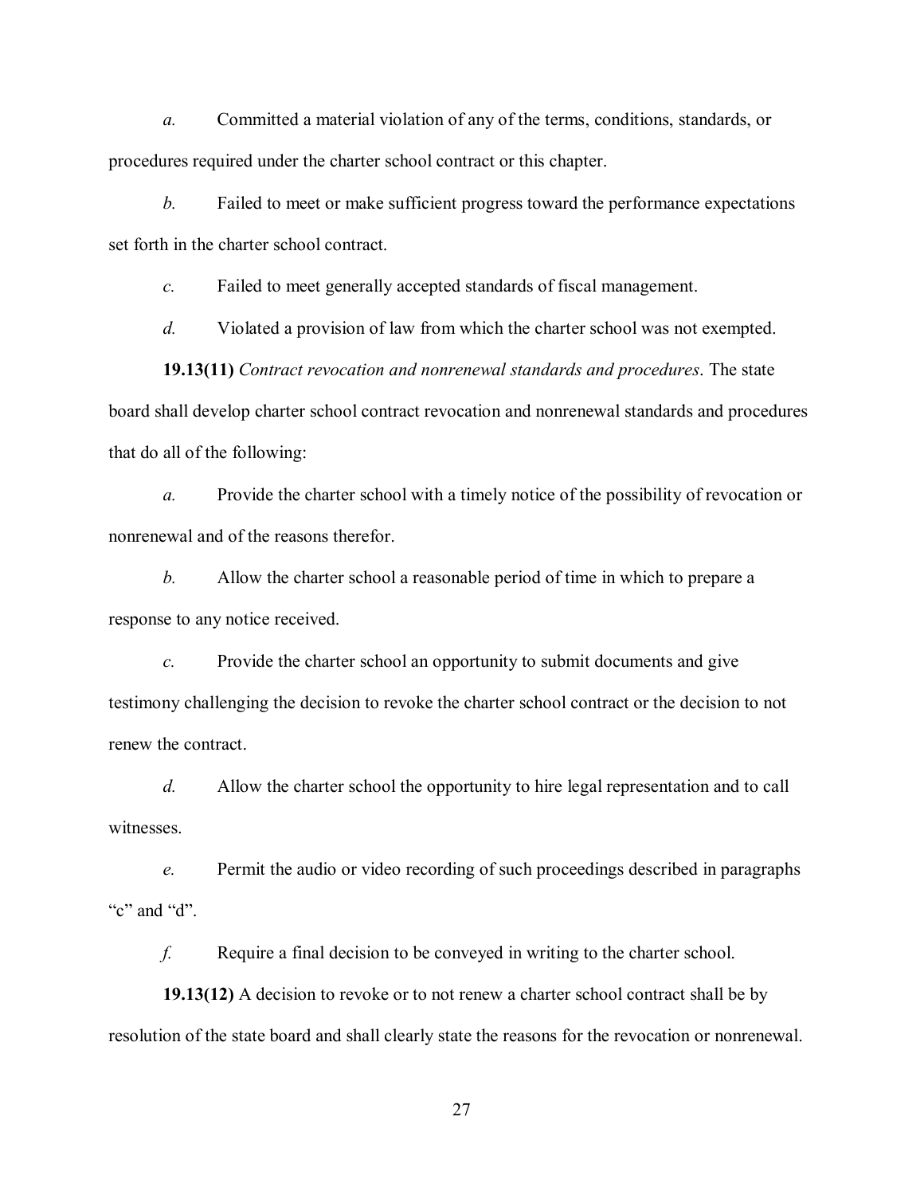*a.* Committed a material violation of any of the terms, conditions, standards, or procedures required under the charter school contract or this chapter.

*b.* Failed to meet or make sufficient progress toward the performance expectations set forth in the charter school contract.

*c.* Failed to meet generally accepted standards of fiscal management.

*d.* Violated a provision of law from which the charter school was not exempted.

**19.13(11)** *Contract revocation and nonrenewal standards and procedures.* The state board shall develop charter school contract revocation and nonrenewal standards and procedures that do all of the following:

*a.* Provide the charter school with a timely notice of the possibility of revocation or nonrenewal and of the reasons therefor.

*b.* Allow the charter school a reasonable period of time in which to prepare a response to any notice received.

*c.* Provide the charter school an opportunity to submit documents and give testimony challenging the decision to revoke the charter school contract or the decision to not renew the contract.

*d.* Allow the charter school the opportunity to hire legal representation and to call witnesses.

*e.* Permit the audio or video recording of such proceedings described in paragraphs "c" and "d".

*f.* Require a final decision to be conveyed in writing to the charter school.

**19.13(12)** A decision to revoke or to not renew a charter school contract shall be by resolution of the state board and shall clearly state the reasons for the revocation or nonrenewal.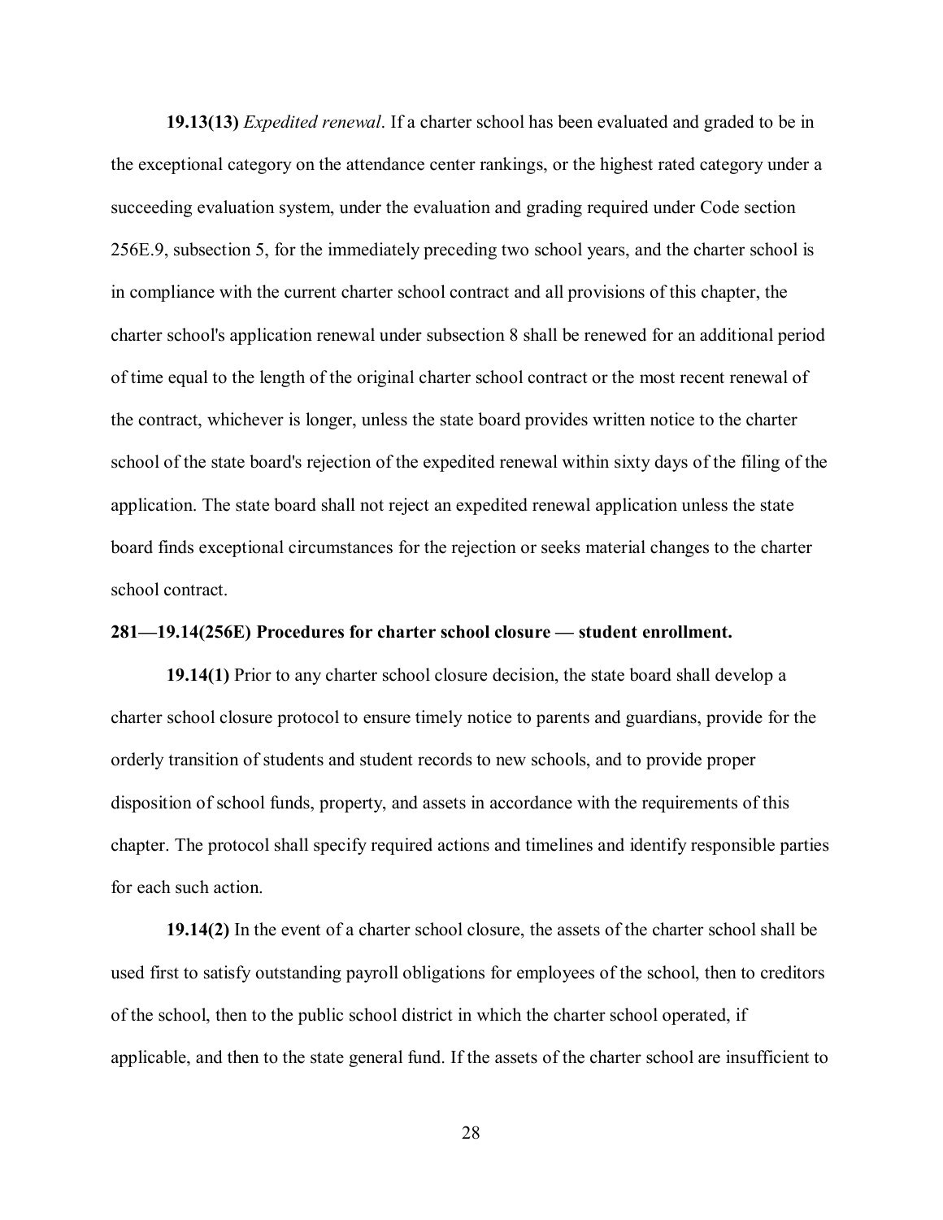**19.13(13)** *Expedited renewal*. If a charter school has been evaluated and graded to be in the exceptional category on the attendance center rankings, or the highest rated category under a succeeding evaluation system, under the evaluation and grading required under Code section 256E.9, subsection 5, for the immediately preceding two school years, and the charter school is in compliance with the current charter school contract and all provisions of this chapter, the charter school's application renewal under subsection 8 shall be renewed for an additional period of time equal to the length of the original charter school contract or the most recent renewal of the contract, whichever is longer, unless the state board provides written notice to the charter school of the state board's rejection of the expedited renewal within sixty days of the filing of the application. The state board shall not reject an expedited renewal application unless the state board finds exceptional circumstances for the rejection or seeks material changes to the charter school contract.

**281—19.14(256E) Procedures for charter school closure — student enrollment.**

**19.14(1)** Prior to any charter school closure decision, the state board shall develop a charter school closure protocol to ensure timely notice to parents and guardians, provide for the orderly transition of students and student records to new schools, and to provide proper disposition of school funds, property, and assets in accordance with the requirements of this chapter. The protocol shall specify required actions and timelines and identify responsible parties for each such action.

**19.14(2)** In the event of a charter school closure, the assets of the charter school shall be used first to satisfy outstanding payroll obligations for employees of the school, then to creditors of the school, then to the public school district in which the charter school operated, if applicable, and then to the state general fund. If the assets of the charter school are insufficient to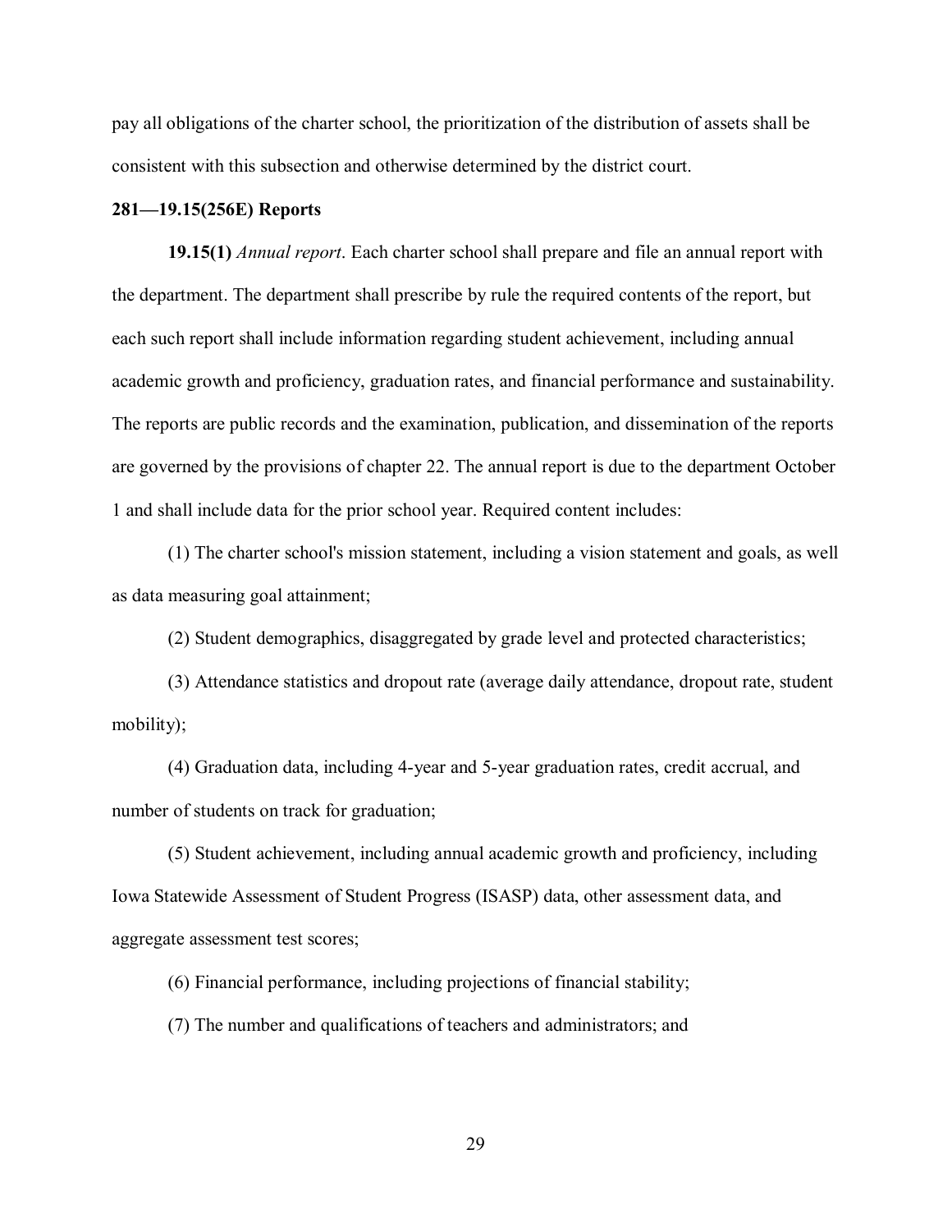pay all obligations of the charter school, the prioritization of the distribution of assets shall be consistent with this subsection and otherwise determined by the district court.

**281—19.15(256E) Reports**

**19.15(1)** *Annual report*. Each charter school shall prepare and file an annual report with the department. The department shall prescribe by rule the required contents of the report, but each such report shall include information regarding student achievement, including annual academic growth and proficiency, graduation rates, and financial performance and sustainability. The reports are public records and the examination, publication, and dissemination of the reports are governed by the provisions of chapter 22. The annual report is due to the department October 1 and shall include data for the prior school year. Required content includes:

(1) The charter school's mission statement, including a vision statement and goals, as well as data measuring goal attainment;

(2) Student demographics, disaggregated by grade level and protected characteristics;

(3) Attendance statistics and dropout rate (average daily attendance, dropout rate, student mobility);

(4) Graduation data, including 4-year and 5-year graduation rates, credit accrual, and number of students on track for graduation;

(5) Student achievement, including annual academic growth and proficiency, including Iowa Statewide Assessment of Student Progress (ISASP) data, other assessment data, and aggregate assessment test scores;

(6) Financial performance, including projections of financial stability;

(7) The number and qualifications of teachers and administrators; and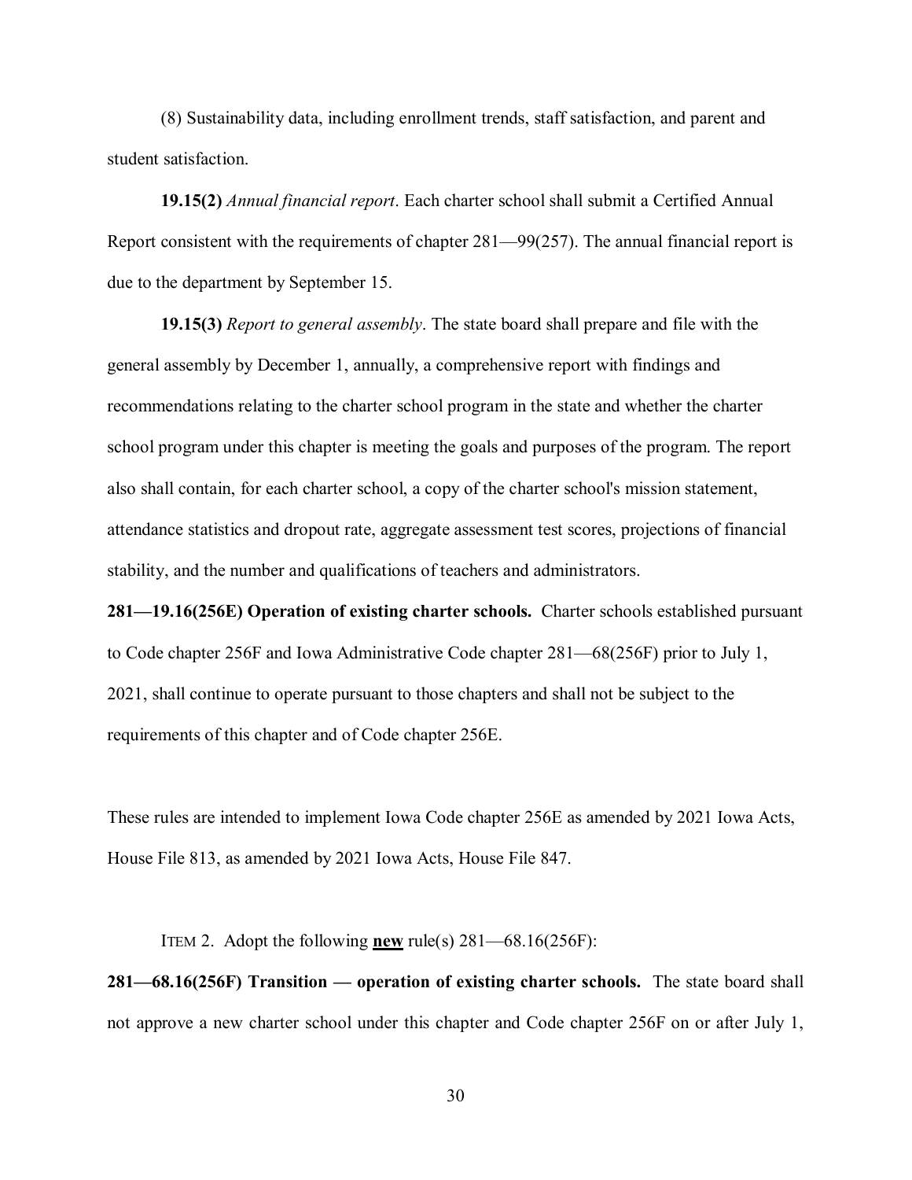(8) Sustainability data, including enrollment trends, staff satisfaction, and parent and student satisfaction.

**19.15(2)** *Annual financial report*. Each charter school shall submit a Certified Annual Report consistent with the requirements of chapter 281—99(257). The annual financial report is due to the department by September 15.

**19.15(3)** *Report to general assembly*. The state board shall prepare and file with the general assembly by December 1, annually, a comprehensive report with findings and recommendations relating to the charter school program in the state and whether the charter school program under this chapter is meeting the goals and purposes of the program. The report also shall contain, for each charter school, a copy of the charter school's mission statement, attendance statistics and dropout rate, aggregate assessment test scores, projections of financial stability, and the number and qualifications of teachers and administrators.

**281—19.16(256E) Operation of existing charter schools.** Charter schools established pursuant to Code chapter 256F and Iowa Administrative Code chapter 281—68(256F) prior to July 1, 2021, shall continue to operate pursuant to those chapters and shall not be subject to the requirements of this chapter and of Code chapter 256E.

These rules are intended to implement Iowa Code chapter 256E as amended by 2021 Iowa Acts, House File 813, as amended by 2021 Iowa Acts, House File 847.

ITEM 2. Adopt the following **new** rule(s) 281—68.16(256F):

**281—68.16(256F) Transition — operation of existing charter schools.** The state board shall not approve a new charter school under this chapter and Code chapter 256F on or after July 1,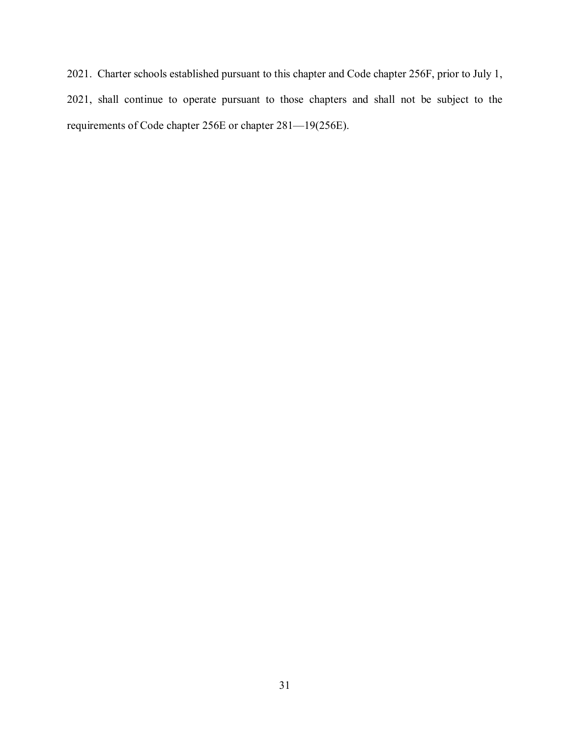2021. Charter schools established pursuant to this chapter and Code chapter 256F, prior to July 1, 2021, shall continue to operate pursuant to those chapters and shall not be subject to the requirements of Code chapter 256E or chapter 281—19(256E).